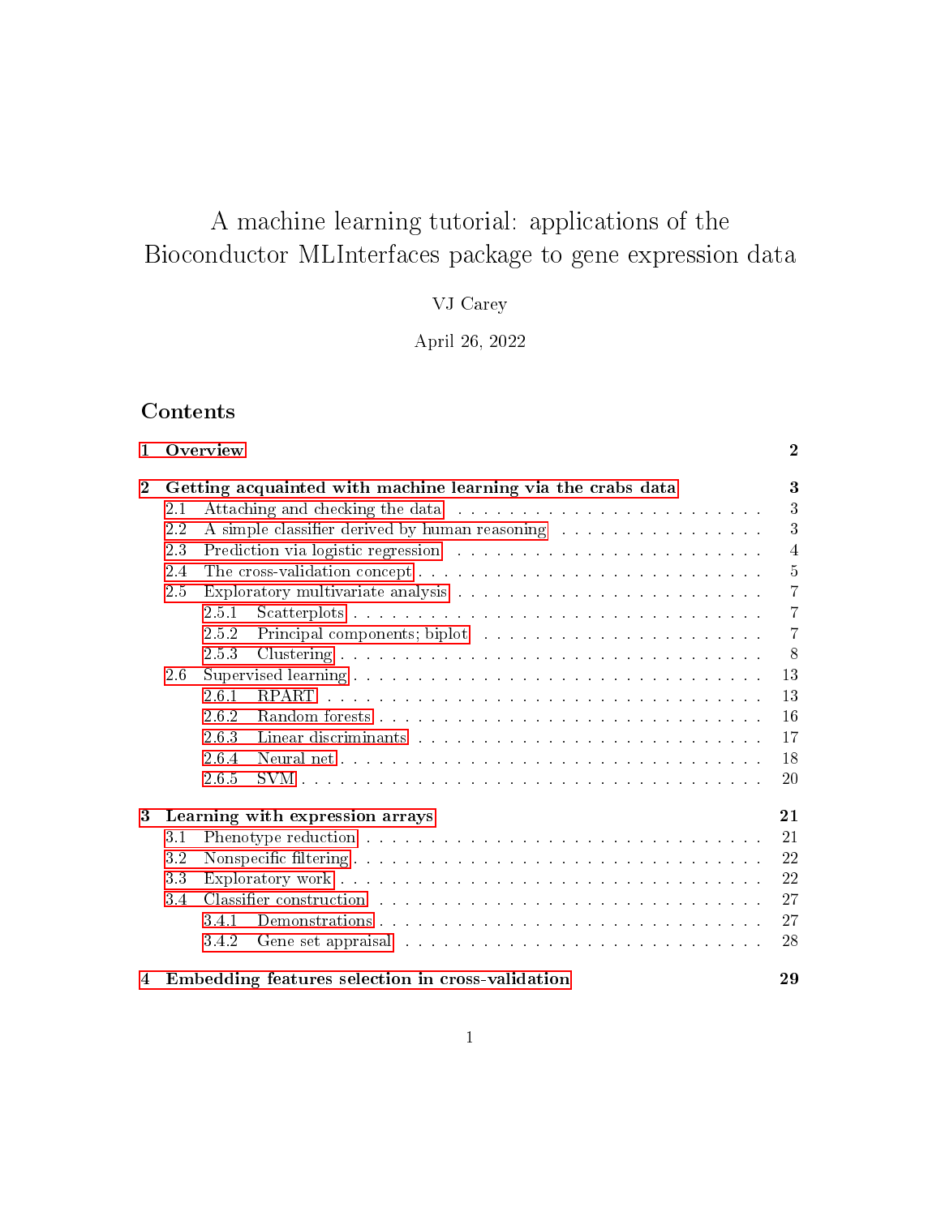# A machine learning tutorial: applications of the Bioconductor MLInterfaces package to gene expression data

VJ Carey

April 26, 2022

## Contents

- 1 Overview — 2
- 2 Getting acquainted with machine learning via the crabs data — 3
  - 2.1 Attaching and checking the data — 3
  - 2.2 A simple classifier derived by human reasoning — 3
  - 2.3 Prediction via logistic regression — 4
  - 2.4 The cross-validation concept — 5
  - 2.5 Exploratory multivariate analysis — 7
    - 2.5.1 Scatterplots — 7
    - 2.5.2 Principal components; biplot — 7
    - 2.5.3 Clustering — 8
  - 2.6 Supervised learning — 13
    - 2.6.1 RPART — 13
    - 2.6.2 Random forests — 16
    - 2.6.3 Linear discriminants — 17
    - 2.6.4 Neural net — 18
    - 2.6.5 SVM — 20
- 3 Learning with expression arrays — 21
  - 3.1 Phenotype reduction — 21
  - 3.2 Nonspecific filtering — 22
  - 3.3 Exploratory work — 22
  - 3.4 Classifier construction — 27
    - 3.4.1 Demonstrations — 27
    - 3.4.2 Gene set appraisal — 28
- 4 Embedding features selection in cross-validation — 29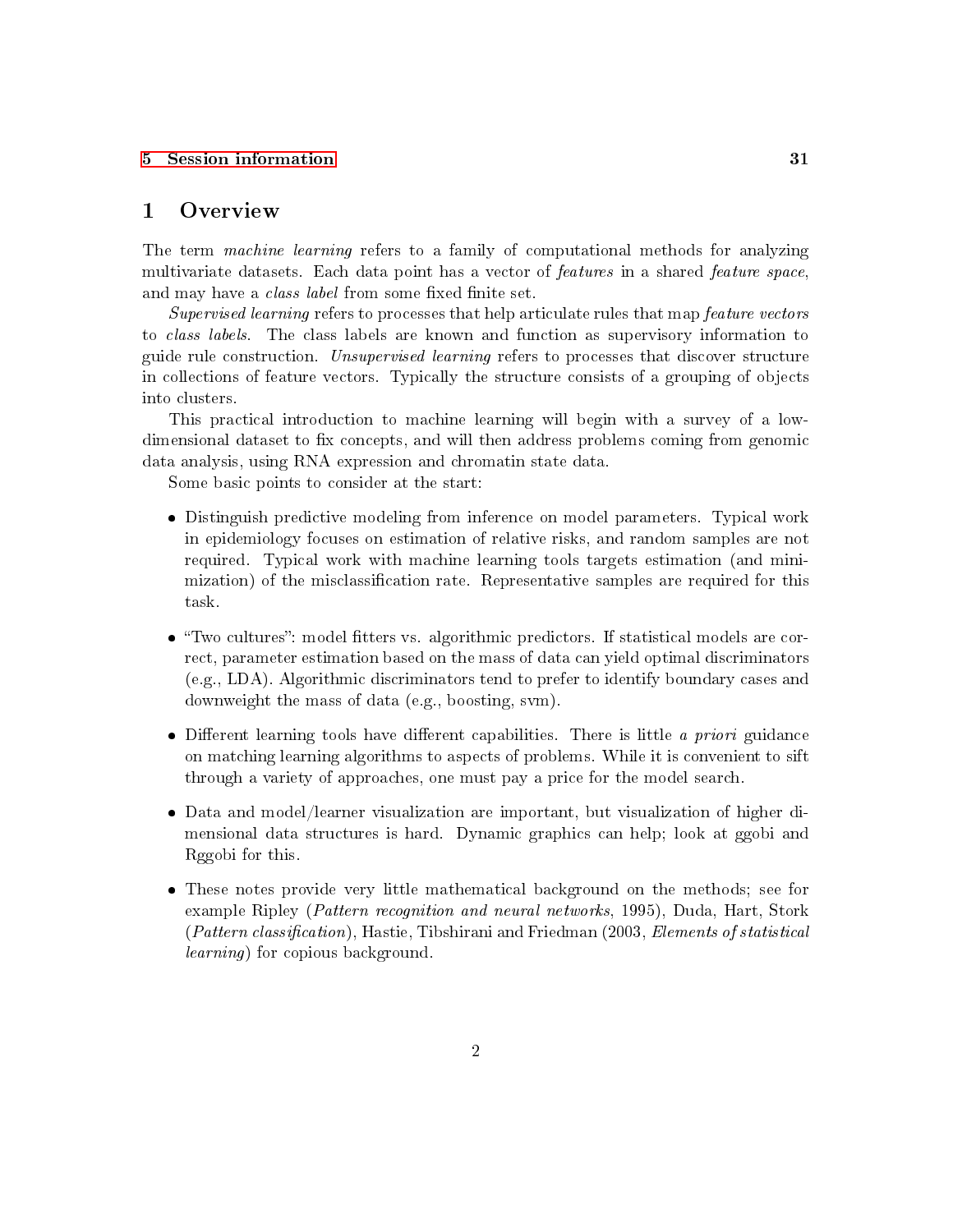5 Session information 31

# 1 Overview

The term *machine learning* refers to a family of computational methods for analyzing multivariate datasets. Each data point has a vector of *features* in a shared *feature space*, and may have a *class label* from some fixed finite set.

*Supervised learning* refers to processes that help articulate rules that map *feature vectors* to *class labels*. The class labels are known and function as supervisory information to guide rule construction. *Unsupervised learning* refers to processes that discover structure in collections of feature vectors. Typically the structure consists of a grouping of objects into clusters.

This practical introduction to machine learning will begin with a survey of a low-dimensional dataset to fix concepts, and will then address problems coming from genomic data analysis, using RNA expression and chromatin state data.

Some basic points to consider at the start:

- Distinguish predictive modeling from inference on model parameters. Typical work in epidemiology focuses on estimation of relative risks, and random samples are not required. Typical work with machine learning tools targets estimation (and minimization) of the misclassification rate. Representative samples are required for this task.
- "Two cultures": model fitters vs. algorithmic predictors. If statistical models are correct, parameter estimation based on the mass of data can yield optimal discriminators (e.g., LDA). Algorithmic discriminators tend to prefer to identify boundary cases and downweight the mass of data (e.g., boosting, svm).
- Different learning tools have different capabilities. There is little *a priori* guidance on matching learning algorithms to aspects of problems. While it is convenient to sift through a variety of approaches, one must pay a price for the model search.
- Data and model/learner visualization are important, but visualization of higher dimensional data structures is hard. Dynamic graphics can help; look at ggobi and Rggobi for this.
- These notes provide very little mathematical background on the methods; see for example Ripley (*Pattern recognition and neural networks*, 1995), Duda, Hart, Stork (*Pattern classification*), Hastie, Tibshirani and Friedman (2003, *Elements of statistical learning*) for copious background.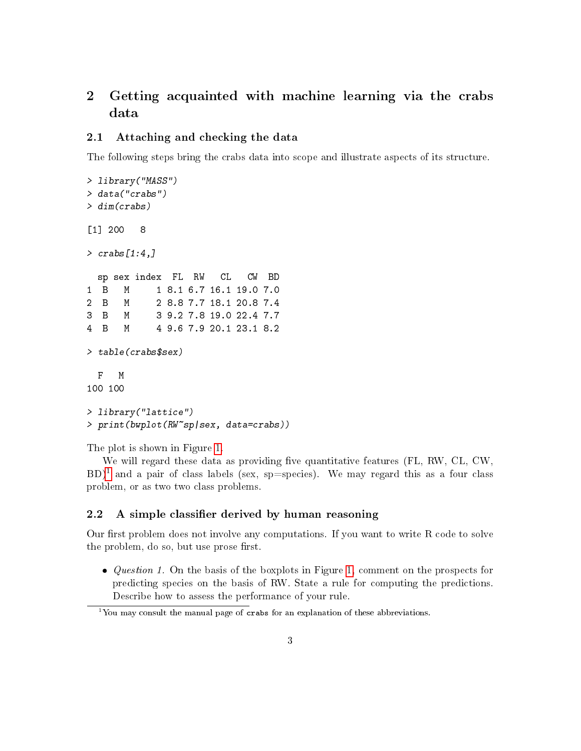## 2 Getting acquainted with machine learning via the crabs data

### 2.1 Attaching and checking the data

The following steps bring the crabs data into scope and illustrate aspects of its structure.

```
> library("MASS")
> data("crabs")
> dim(crabs)

[1] 200   8

> crabs[1:4,]

  sp sex index  FL  RW   CL   CW  BD
1  B   M     1 8.1 6.7 16.1 19.0 7.0
2  B   M     2 8.8 7.7 18.1 20.8 7.4
3  B   M     3 9.2 7.8 19.0 22.4 7.7
4  B   M     4 9.6 7.9 20.1 23.1 8.2

> table(crabs$sex)

  F   M
100 100

> library("lattice")
> print(bwplot(RW~sp|sex, data=crabs))
```

The plot is shown in Figure 1.

We will regard these data as providing five quantitative features (FL, RW, CL, CW, BD)[1] and a pair of class labels (sex, sp=species). We may regard this as a four class problem, or as two two class problems.

### 2.2 A simple classifier derived by human reasoning

Our first problem does not involve any computations. If you want to write R code to solve the problem, do so, but use prose first.

- *Question 1.* On the basis of the boxplots in Figure 1, comment on the prospects for predicting species on the basis of RW. State a rule for computing the predictions. Describe how to assess the performance of your rule.

[1] You may consult the manual page of `crabs` for an explanation of these abbreviations.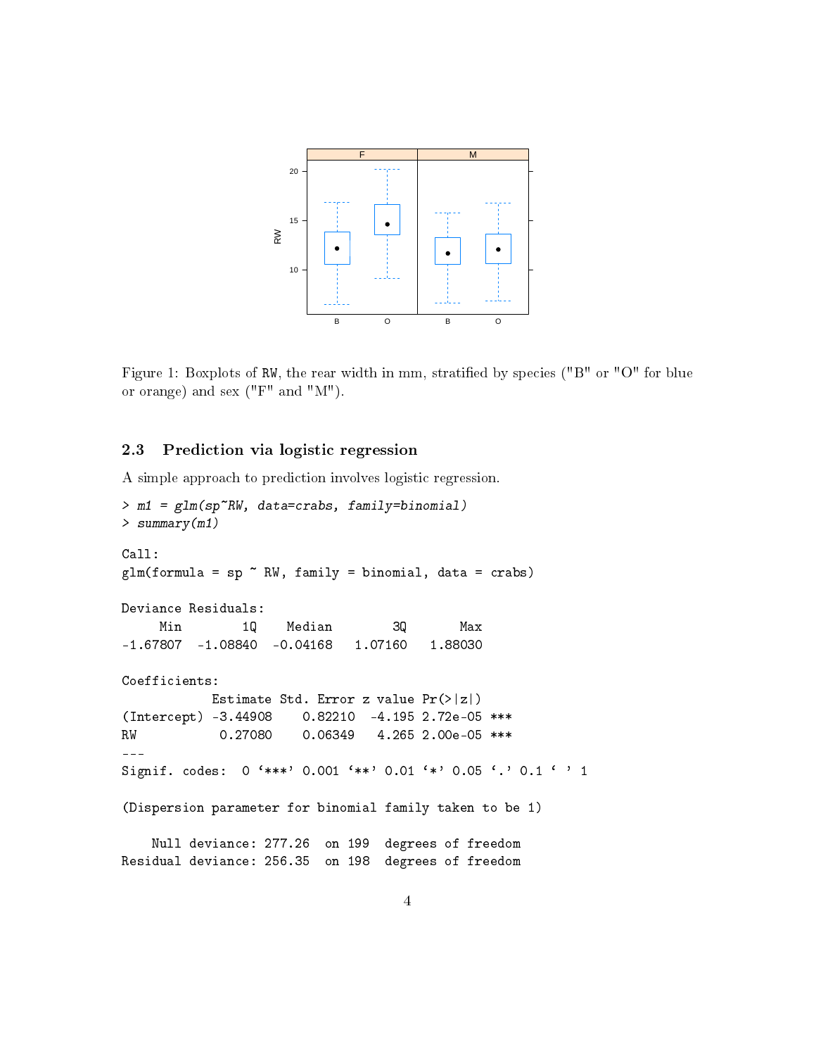Figure 1: Boxplots of RW, the rear width in mm, stratified by species ("B" or "O" for blue or orange) and sex ("F" and "M").

### 2.3 Prediction via logistic regression

A simple approach to prediction involves logistic regression.

```
> m1 = glm(sp~RW, data=crabs, family=binomial)
> summary(m1)

Call:
glm(formula = sp ~ RW, family = binomial, data = crabs)

Deviance Residuals:
     Min        1Q    Median        3Q       Max
-1.67807  -1.08840  -0.04168   1.07160   1.88030

Coefficients:
            Estimate Std. Error z value Pr(>|z|)
(Intercept) -3.44908    0.82210  -4.195 2.72e-05 ***
RW           0.27080    0.06349   4.265 2.00e-05 ***
---
Signif. codes:  0 '***' 0.001 '**' 0.01 '*' 0.05 '.' 0.1 ' ' 1

(Dispersion parameter for binomial family taken to be 1)

    Null deviance: 277.26  on 199  degrees of freedom
Residual deviance: 256.35  on 198  degrees of freedom
```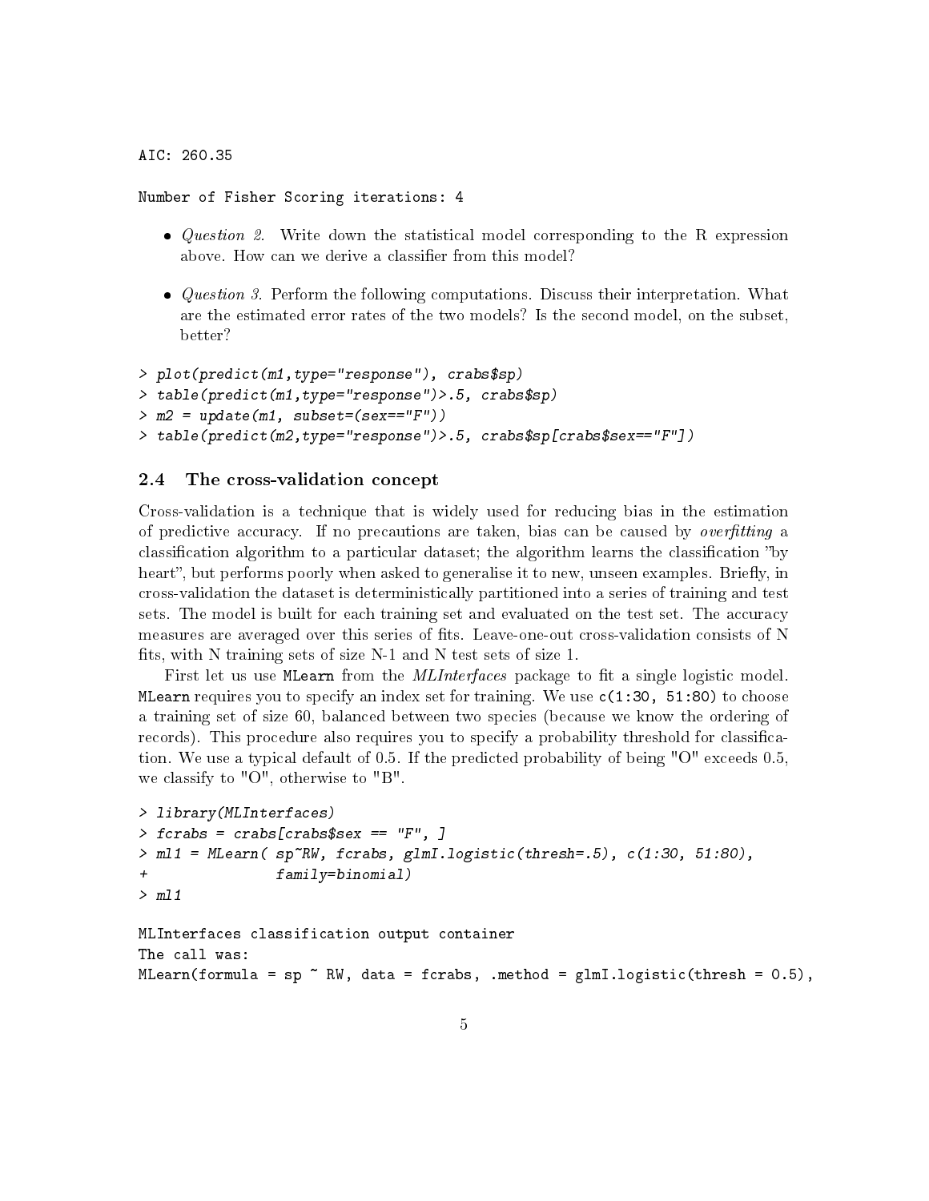```
AIC: 260.35

Number of Fisher Scoring iterations: 4
```

- *Question 2.* Write down the statistical model corresponding to the R expression above. How can we derive a classifier from this model?

- *Question 3.* Perform the following computations. Discuss their interpretation. What are the estimated error rates of the two models? Is the second model, on the subset, better?

```
> plot(predict(m1,type="response"), crabs$sp)
> table(predict(m1,type="response")>.5, crabs$sp)
> m2 = update(m1, subset=(sex=="F"))
> table(predict(m2,type="response")>.5, crabs$sp[crabs$sex=="F"])
```

### 2.4 The cross-validation concept

Cross-validation is a technique that is widely used for reducing bias in the estimation of predictive accuracy. If no precautions are taken, bias can be caused by *overfitting* a classification algorithm to a particular dataset; the algorithm learns the classification "by heart", but performs poorly when asked to generalise it to new, unseen examples. Briefly, in cross-validation the dataset is deterministically partitioned into a series of training and test sets. The model is built for each training set and evaluated on the test set. The accuracy measures are averaged over this series of fits. Leave-one-out cross-validation consists of N fits, with N training sets of size N-1 and N test sets of size 1.

First let us use `MLearn` from the *MLInterfaces* package to fit a single logistic model. `MLearn` requires you to specify an index set for training. We use `c(1:30, 51:80)` to choose a training set of size 60, balanced between two species (because we know the ordering of records). This procedure also requires you to specify a probability threshold for classification. We use a typical default of 0.5. If the predicted probability of being "O" exceeds 0.5, we classify to "O", otherwise to "B".

```
> library(MLInterfaces)
> fcrabs = crabs[crabs$sex == "F", ]
> ml1 = MLearn( sp~RW, fcrabs, glmI.logistic(thresh=.5), c(1:30, 51:80),
+               family=binomial)
> ml1

MLInterfaces classification output container
The call was:
MLearn(formula = sp ~ RW, data = fcrabs, .method = glmI.logistic(thresh = 0.5),
```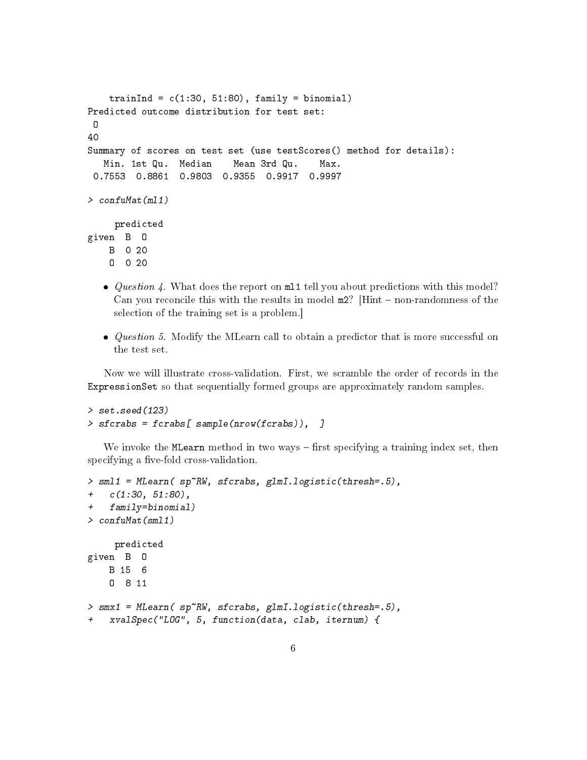```
    trainInd = c(1:30, 51:80), family = binomial)
Predicted outcome distribution for test set:
 O
40
Summary of scores on test set (use testScores() method for details):
   Min. 1st Qu.  Median    Mean 3rd Qu.    Max.
 0.7553  0.8861  0.9803  0.9355  0.9917  0.9997

> confuMat(ml1)

     predicted
given  B  O
    B  0 20
    O  0 20
```

- *Question 4.* What does the report on `ml1` tell you about predictions with this model? Can you reconcile this with the results in model `m2`? [Hint – non-randomness of the selection of the training set is a problem.]

- *Question 5.* Modify the MLearn call to obtain a predictor that is more successful on the test set.

Now we will illustrate cross-validation. First, we scramble the order of records in the `ExpressionSet` so that sequentially formed groups are approximately random samples.

```
> set.seed(123)
> sfcrabs = fcrabs[ sample(nrow(fcrabs)),  ]
```

We invoke the `MLearn` method in two ways – first specifying a training index set, then specifying a five-fold cross-validation.

```
> sml1 = MLearn( sp~RW, sfcrabs, glmI.logistic(thresh=.5),
+   c(1:30, 51:80),
+   family=binomial)
> confuMat(sml1)

     predicted
given  B  O
    B 15  6
    O  8 11

> smx1 = MLearn( sp~RW, sfcrabs, glmI.logistic(thresh=.5),
+   xvalSpec("LOG", 5, function(data, clab, iternum) {
```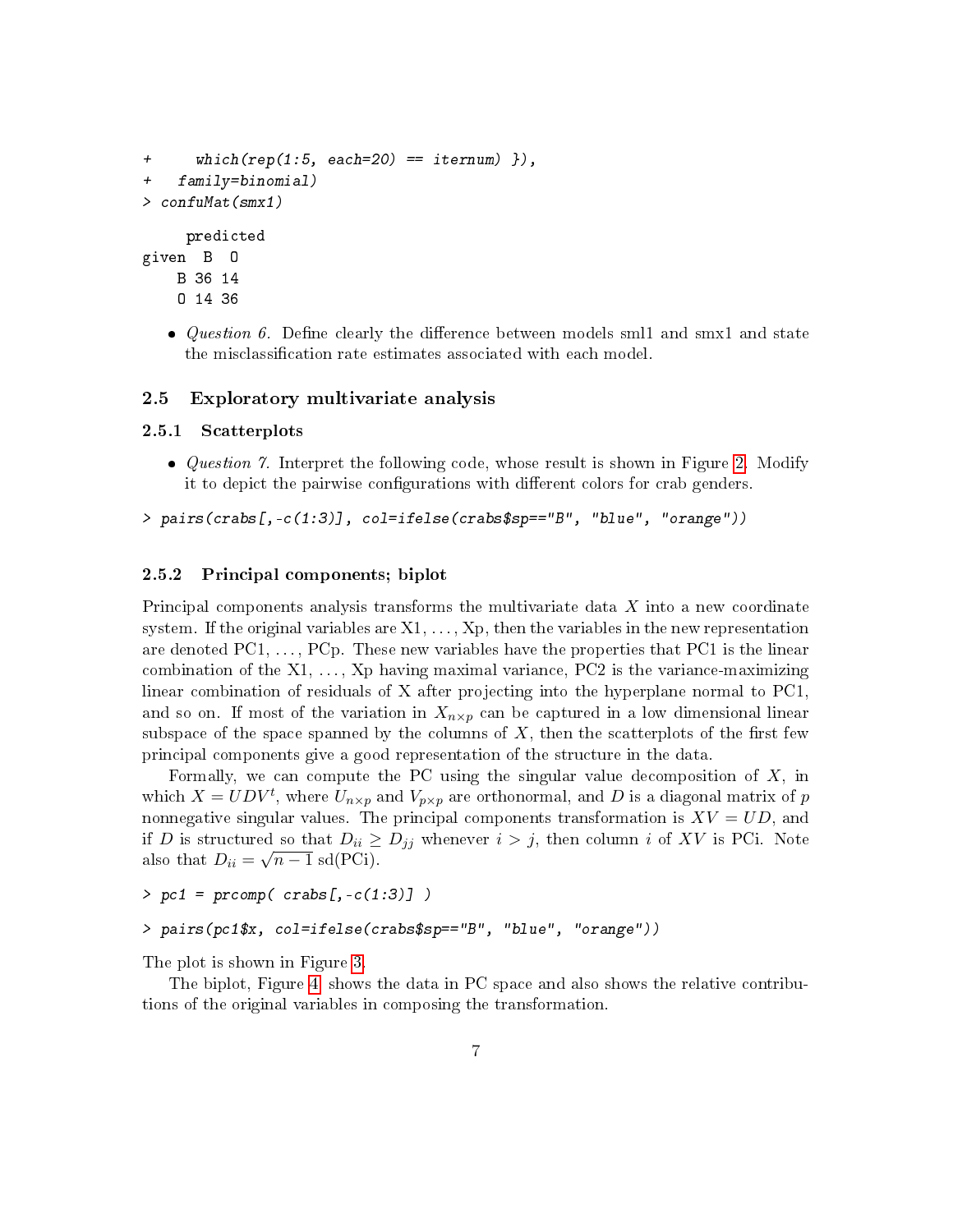```
+     which(rep(1:5, each=20) == iternum) }),
+   family=binomial)
> confuMat(smx1)
```

```
     predicted
given  B  O
    B 36 14
    O 14 36
```

- *Question 6.* Define clearly the difference between models sml1 and smx1 and state the misclassification rate estimates associated with each model.

### 2.5 Exploratory multivariate analysis

#### 2.5.1 Scatterplots

- *Question 7.* Interpret the following code, whose result is shown in Figure 2. Modify it to depict the pairwise configurations with different colors for crab genders.

```
> pairs(crabs[,-c(1:3)], col=ifelse(crabs$sp=="B", "blue", "orange"))
```

#### 2.5.2 Principal components; biplot

Principal components analysis transforms the multivariate data $X$ into a new coordinate system. If the original variables are X1, ..., Xp, then the variables in the new representation are denoted PC1, ..., PCp. These new variables have the properties that PC1 is the linear combination of the X1, ..., Xp having maximal variance, PC2 is the variance-maximizing linear combination of residuals of X after projecting into the hyperplane normal to PC1, and so on. If most of the variation in $X_{n \times p}$ can be captured in a low dimensional linear subspace of the space spanned by the columns of $X$, then the scatterplots of the first few principal components give a good representation of the structure in the data.

Formally, we can compute the PC using the singular value decomposition of $X$, in which $X = UDV^t$, where $U_{n \times p}$ and $V_{p \times p}$ are orthonormal, and $D$ is a diagonal matrix of $p$ nonnegative singular values. The principal components transformation is $XV = UD$, and if $D$ is structured so that $D_{ii} \geq D_{jj}$ whenever $i > j$, then column $i$ of $XV$ is PCi. Note also that $D_{ii} = \sqrt{n-1}\,\text{sd(PCi)}$.

```
> pc1 = prcomp( crabs[,-c(1:3)] )
```

```
> pairs(pc1$x, col=ifelse(crabs$sp=="B", "blue", "orange"))
```

The plot is shown in Figure 3.

The biplot, Figure 4, shows the data in PC space and also shows the relative contributions of the original variables in composing the transformation.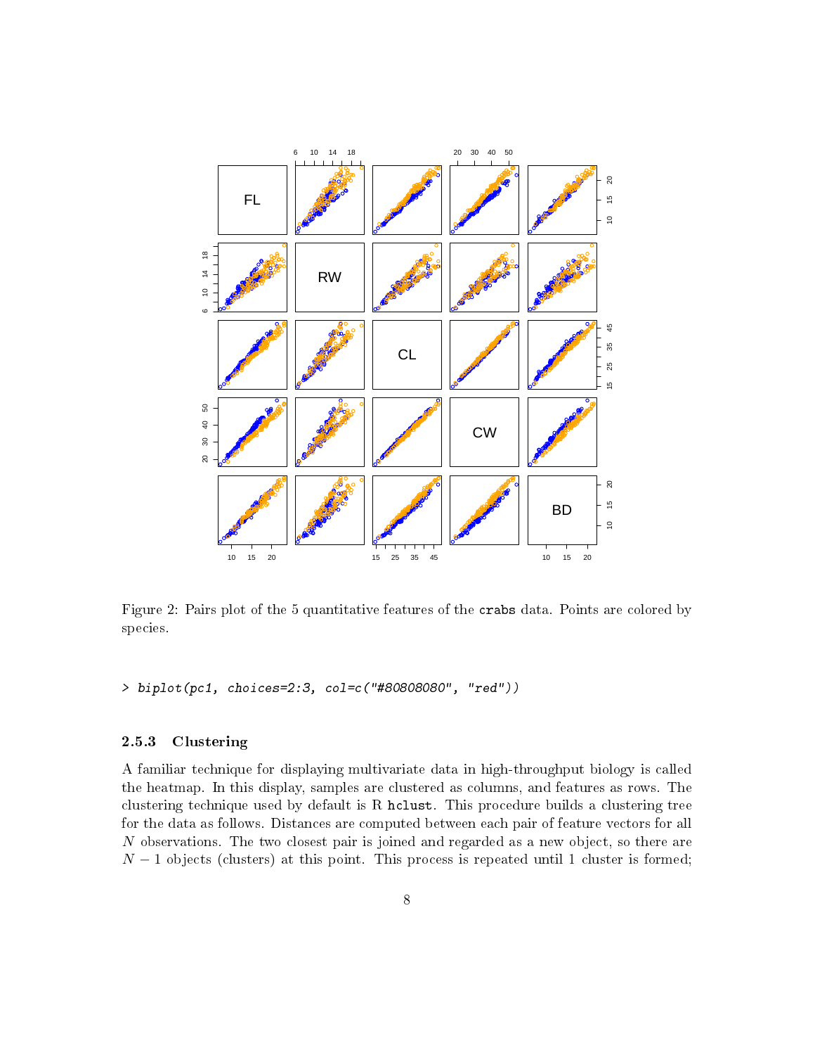Figure 2: Pairs plot of the 5 quantitative features of the `crabs` data. Points are colored by species.

```
> biplot(pc1, choices=2:3, col=c("#80808080", "red"))
```

### 2.5.3 Clustering

A familiar technique for displaying multivariate data in high-throughput biology is called the heatmap. In this display, samples are clustered as columns, and features as rows. The clustering technique used by default is R `hclust`. This procedure builds a clustering tree for the data as follows. Distances are computed between each pair of feature vectors for all $N$ observations. The two closest pair is joined and regarded as a new object, so there are $N-1$ objects (clusters) at this point. This process is repeated until 1 cluster is formed;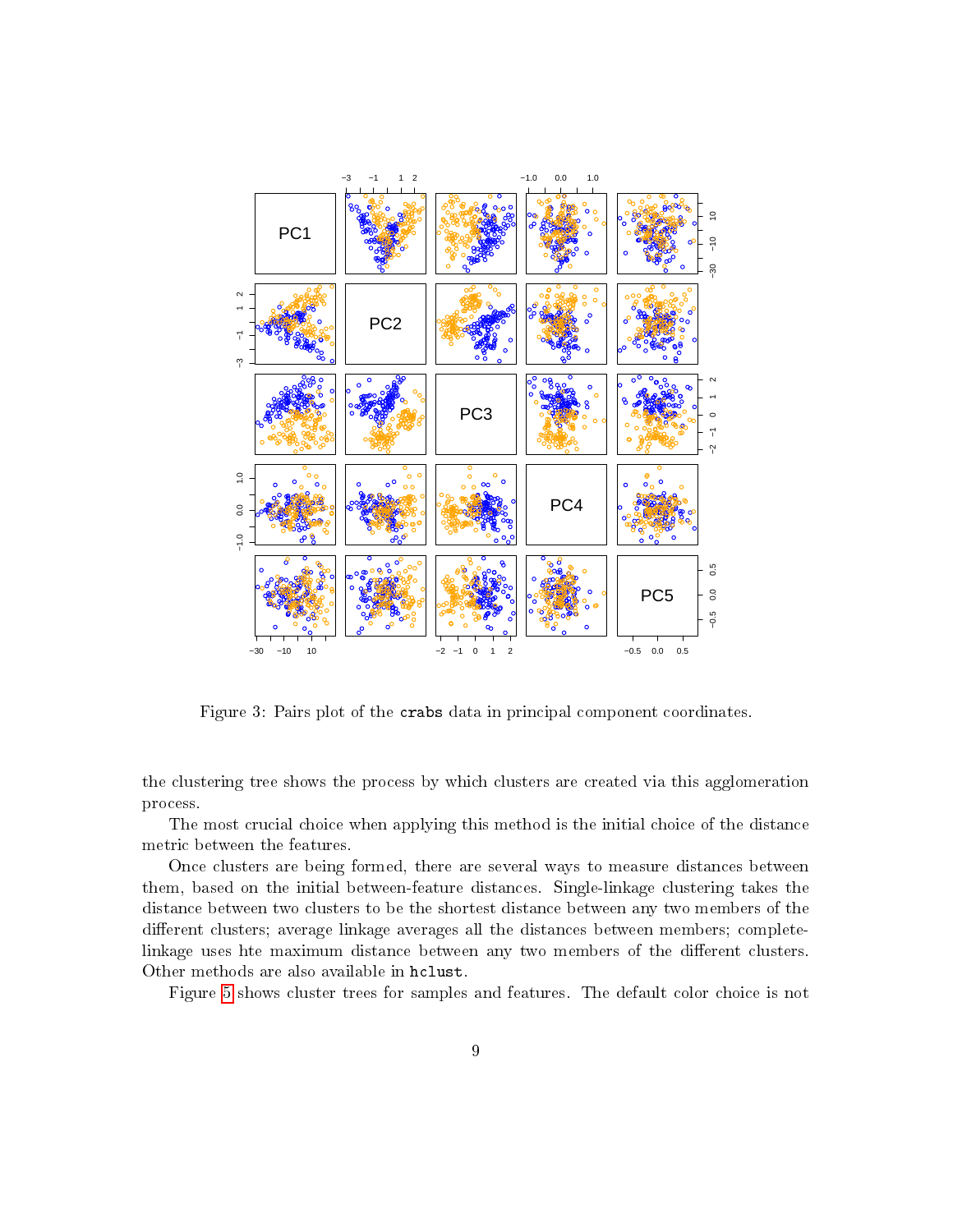Figure 3: Pairs plot of the `crabs` data in principal component coordinates.

the clustering tree shows the process by which clusters are created via this agglomeration process.

The most crucial choice when applying this method is the initial choice of the distance metric between the features.

Once clusters are being formed, there are several ways to measure distances between them, based on the initial between-feature distances. Single-linkage clustering takes the distance between two clusters to be the shortest distance between any two members of the different clusters; average linkage averages all the distances between members; complete-linkage uses hte maximum distance between any two members of the different clusters. Other methods are also available in `hclust`.

Figure 5 shows cluster trees for samples and features. The default color choice is not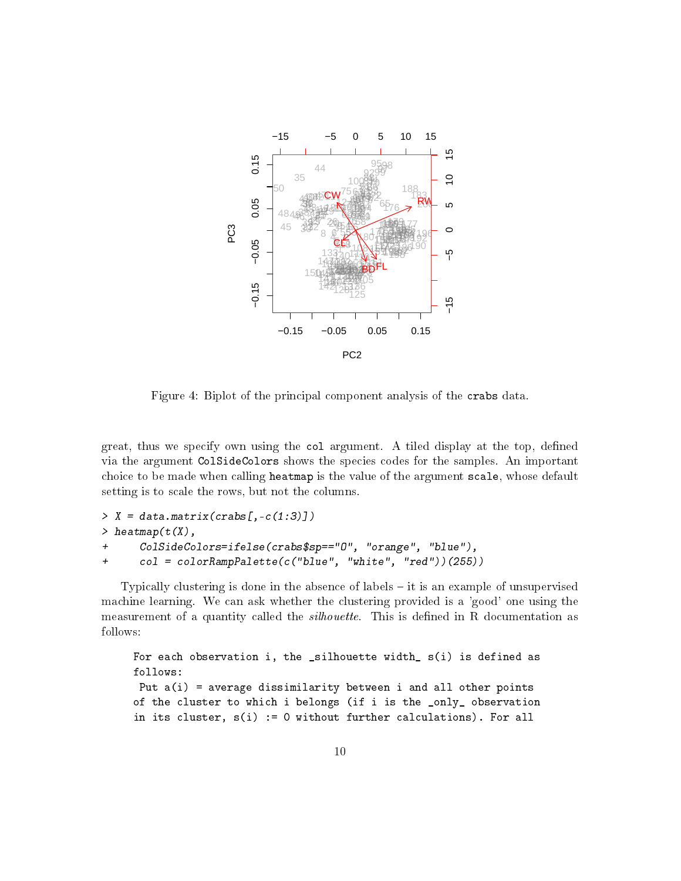Figure 4: Biplot of the principal component analysis of the `crabs` data.

great, thus we specify own using the `col` argument. A tiled display at the top, defined via the argument `ColSideColors` shows the species codes for the samples. An important choice to be made when calling `heatmap` is the value of the argument `scale`, whose default setting is to scale the rows, but not the columns.

```
> X = data.matrix(crabs[,-c(1:3)])
> heatmap(t(X),
+     ColSideColors=ifelse(crabs$sp=="O", "orange", "blue"),
+     col = colorRampPalette(c("blue", "white", "red"))(255))
```

Typically clustering is done in the absence of labels – it is an example of unsupervised machine learning. We can ask whether the clustering provided is a 'good' one using the measurement of a quantity called the *silhouette*. This is defined in R documentation as follows:

```
For each observation i, the _silhouette width_ s(i) is defined as
follows:
 Put a(i) = average dissimilarity between i and all other points
of the cluster to which i belongs (if i is the _only_ observation
in its cluster, s(i) := 0 without further calculations). For all
```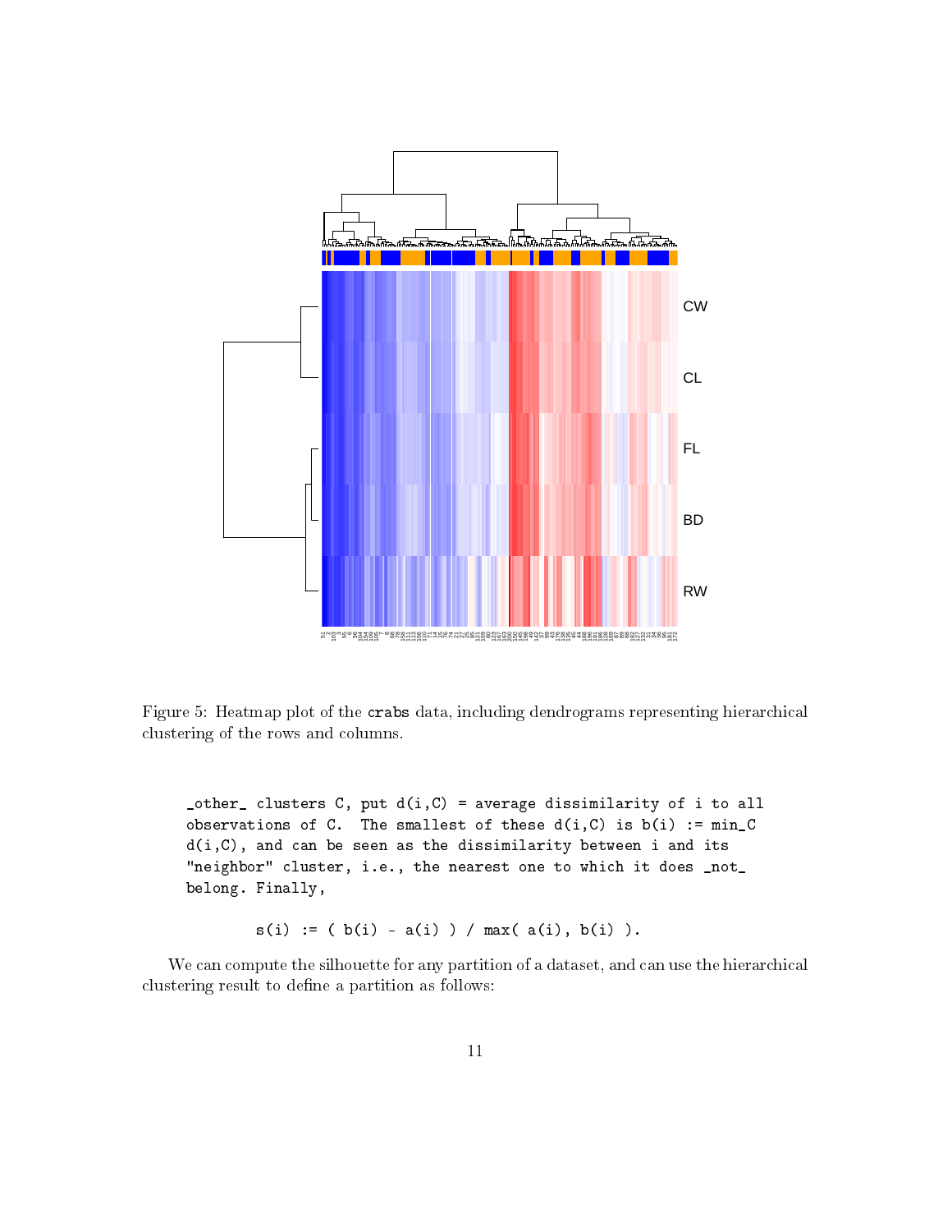Figure 5: Heatmap plot of the crabs data, including dendrograms representing hierarchical clustering of the rows and columns.

```
_other_ clusters C, put d(i,C) = average dissimilarity of i to all
observations of C.  The smallest of these d(i,C) is b(i) := min_C
d(i,C), and can be seen as the dissimilarity between i and its
"neighbor" cluster, i.e., the nearest one to which it does _not_
belong. Finally,

         s(i) := ( b(i) - a(i) ) / max( a(i), b(i) ).
```

We can compute the silhouette for any partition of a dataset, and can use the hierarchical clustering result to define a partition as follows: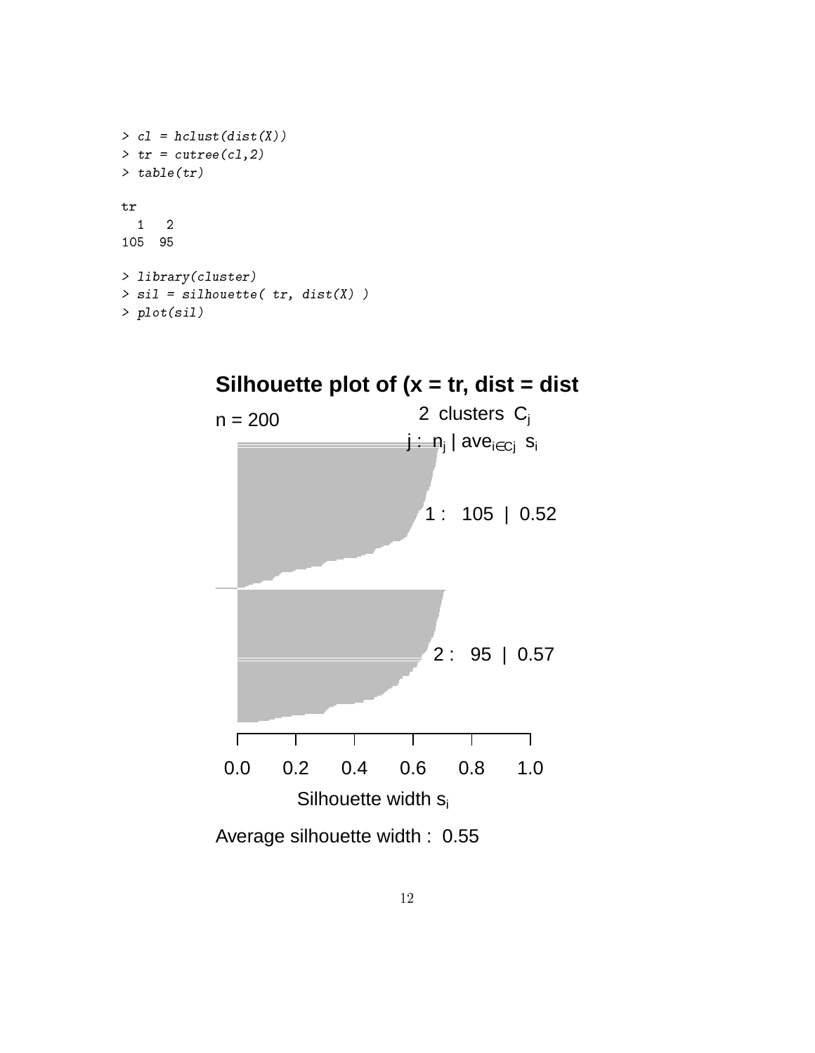```
> cl = hclust(dist(X))
> tr = cutree(cl,2)
> table(tr)

tr
  1   2
105  95

> library(cluster)
> sil = silhouette( tr, dist(X) )
> plot(sil)
```

**Silhouette plot of (x = tr, dist = dist**

n = 200

2 clusters $C_j$

$j$ : $n_j$ | $\text{ave}_{i \in C_j}$ $s_i$

1 : 105 | 0.52

2 : 95 | 0.57

0.0 0.2 0.4 0.6 0.8 1.0

Silhouette width $s_i$

Average silhouette width : 0.55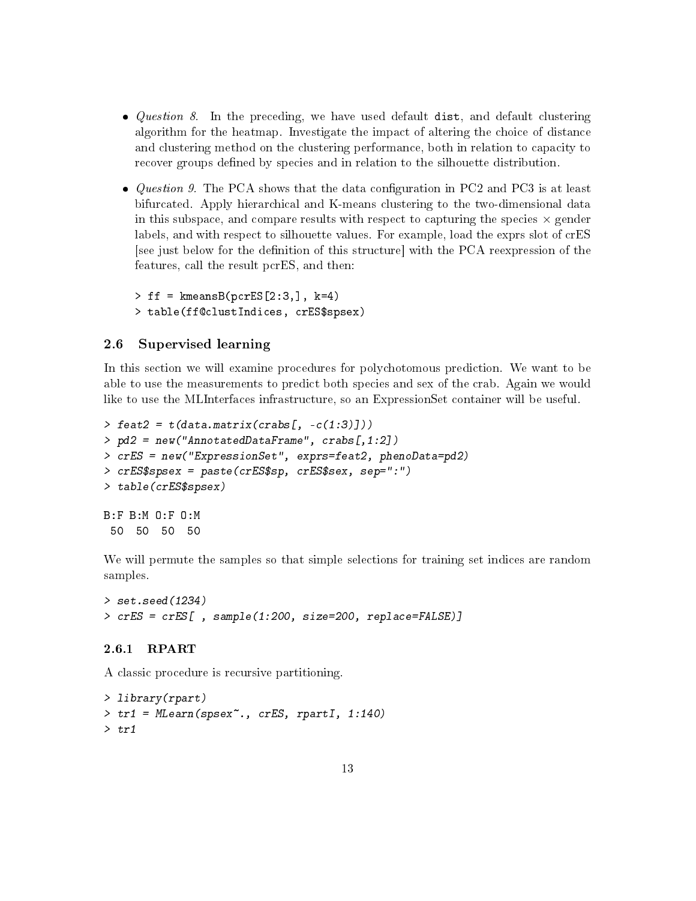- *Question 8.* In the preceding, we have used default `dist`, and default clustering algorithm for the heatmap. Investigate the impact of altering the choice of distance and clustering method on the clustering performance, both in relation to capacity to recover groups defined by species and in relation to the silhouette distribution.

- *Question 9.* The PCA shows that the data configuration in PC2 and PC3 is at least bifurcated. Apply hierarchical and K-means clustering to the two-dimensional data in this subspace, and compare results with respect to capturing the species $\times$ gender labels, and with respect to silhouette values. For example, load the exprs slot of crES [see just below for the definition of this structure] with the PCA reexpression of the features, call the result pcrES, and then:

  ```
  > ff = kmeansB(pcrES[2:3,], k=4)
  > table(ff@clustIndices, crES$spsex)
  ```

## 2.6 Supervised learning

In this section we will examine procedures for polychotomous prediction. We want to be able to use the measurements to predict both species and sex of the crab. Again we would like to use the MLInterfaces infrastructure, so an ExpressionSet container will be useful.

```
> feat2 = t(data.matrix(crabs[, -c(1:3)]))
> pd2 = new("AnnotatedDataFrame", crabs[,1:2])
> crES = new("ExpressionSet", exprs=feat2, phenoData=pd2)
> crES$spsex = paste(crES$sp, crES$sex, sep=":")
> table(crES$spsex)

B:F B:M O:F O:M
 50  50  50  50
```

We will permute the samples so that simple selections for training set indices are random samples.

```
> set.seed(1234)
> crES = crES[ , sample(1:200, size=200, replace=FALSE)]
```

### 2.6.1 RPART

A classic procedure is recursive partitioning.

```
> library(rpart)
> tr1 = MLearn(spsex~., crES, rpartI, 1:140)
> tr1
```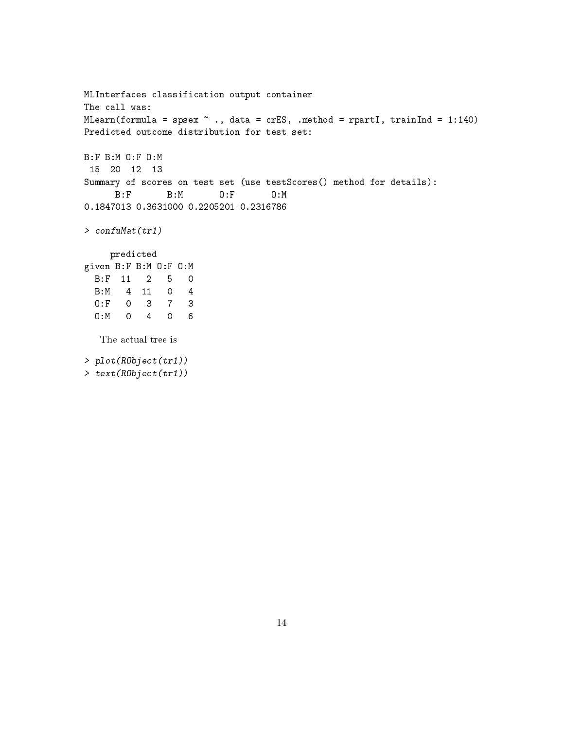```
MLInterfaces classification output container
The call was:
MLearn(formula = spsex ~ ., data = crES, .method = rpartI, trainInd = 1:140)
Predicted outcome distribution for test set:

B:F B:M O:F O:M
 15  20  12  13
Summary of scores on test set (use testScores() method for details):
      B:F       B:M       O:F       O:M
0.1847013 0.3631000 0.2205201 0.2316786
```

```
> confuMat(tr1)
```

```
     predicted
given B:F B:M O:F O:M
  B:F  11   2   5   0
  B:M   4  11   0   4
  O:F   0   3   7   3
  O:M   0   4   0   6
```

The actual tree is

```
> plot(RObject(tr1))
> text(RObject(tr1))
```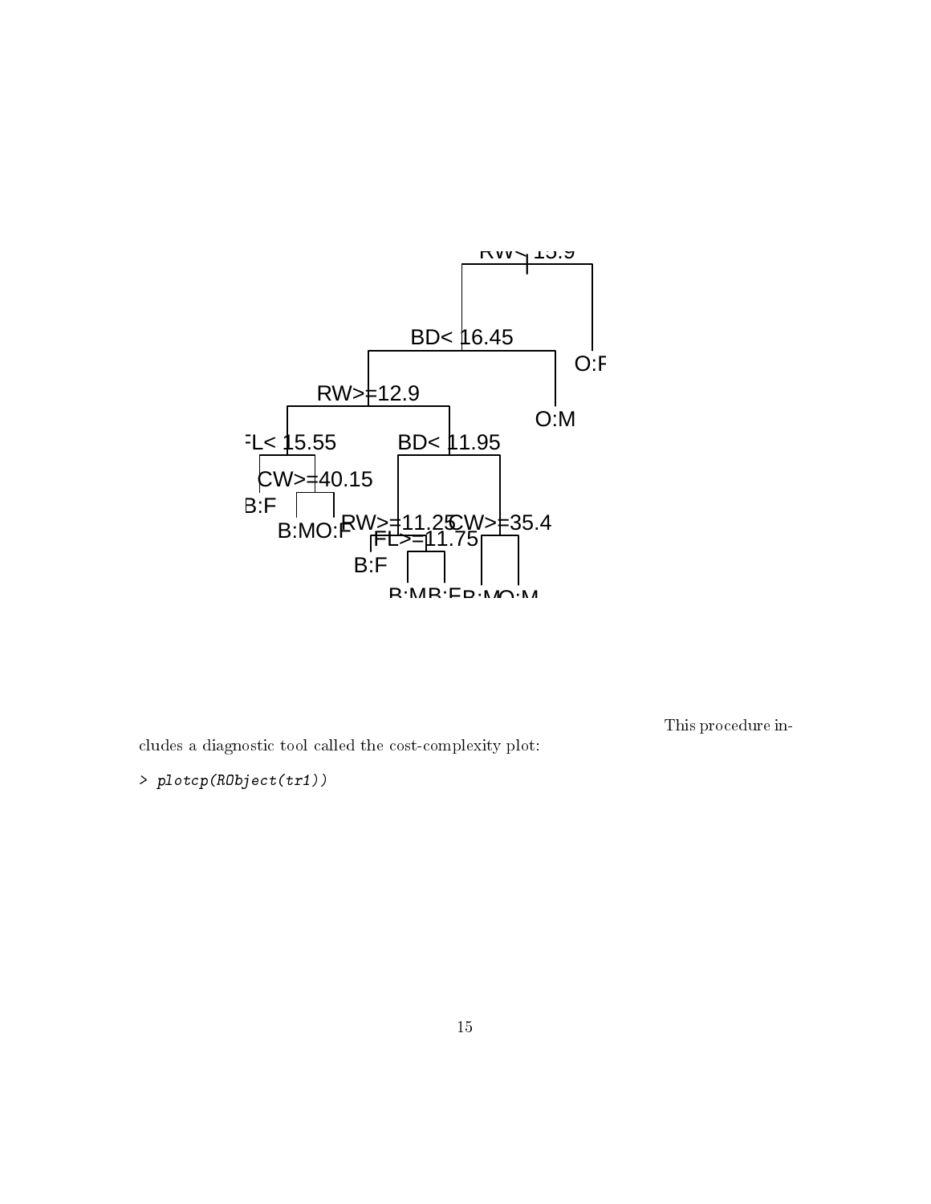This procedure includes a diagnostic tool called the cost-complexity plot:

```
> plotcp(RObject(tr1))
```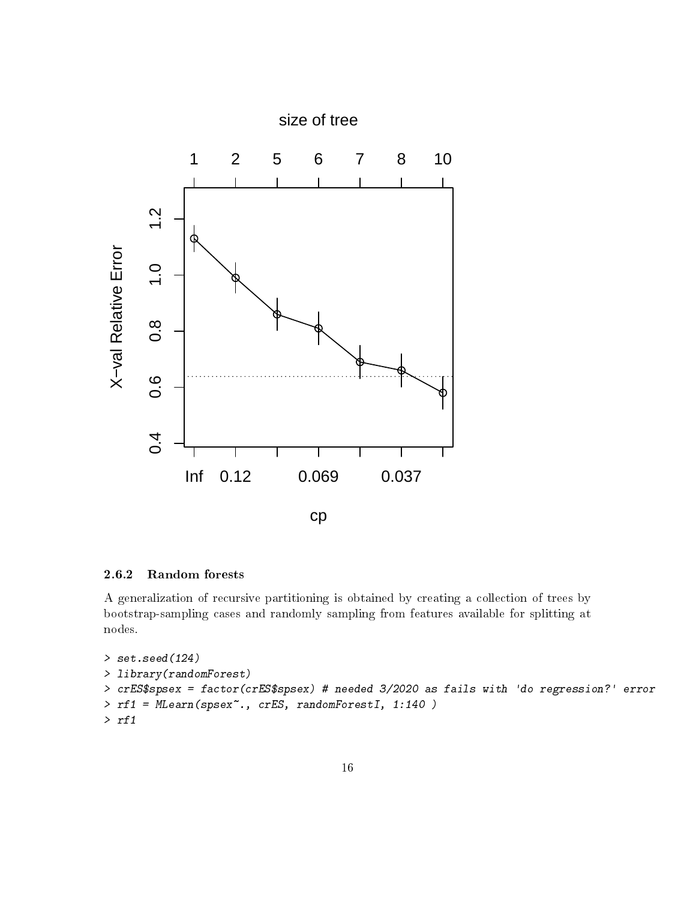### 2.6.2 Random forests

A generalization of recursive partitioning is obtained by creating a collection of trees by bootstrap-sampling cases and randomly sampling from features available for splitting at nodes.

```
> set.seed(124)
> library(randomForest)
> crES$spsex = factor(crES$spsex) # needed 3/2020 as fails with 'do regression?' error
> rf1 = MLearn(spsex~., crES, randomForestI, 1:140 )
> rf1
```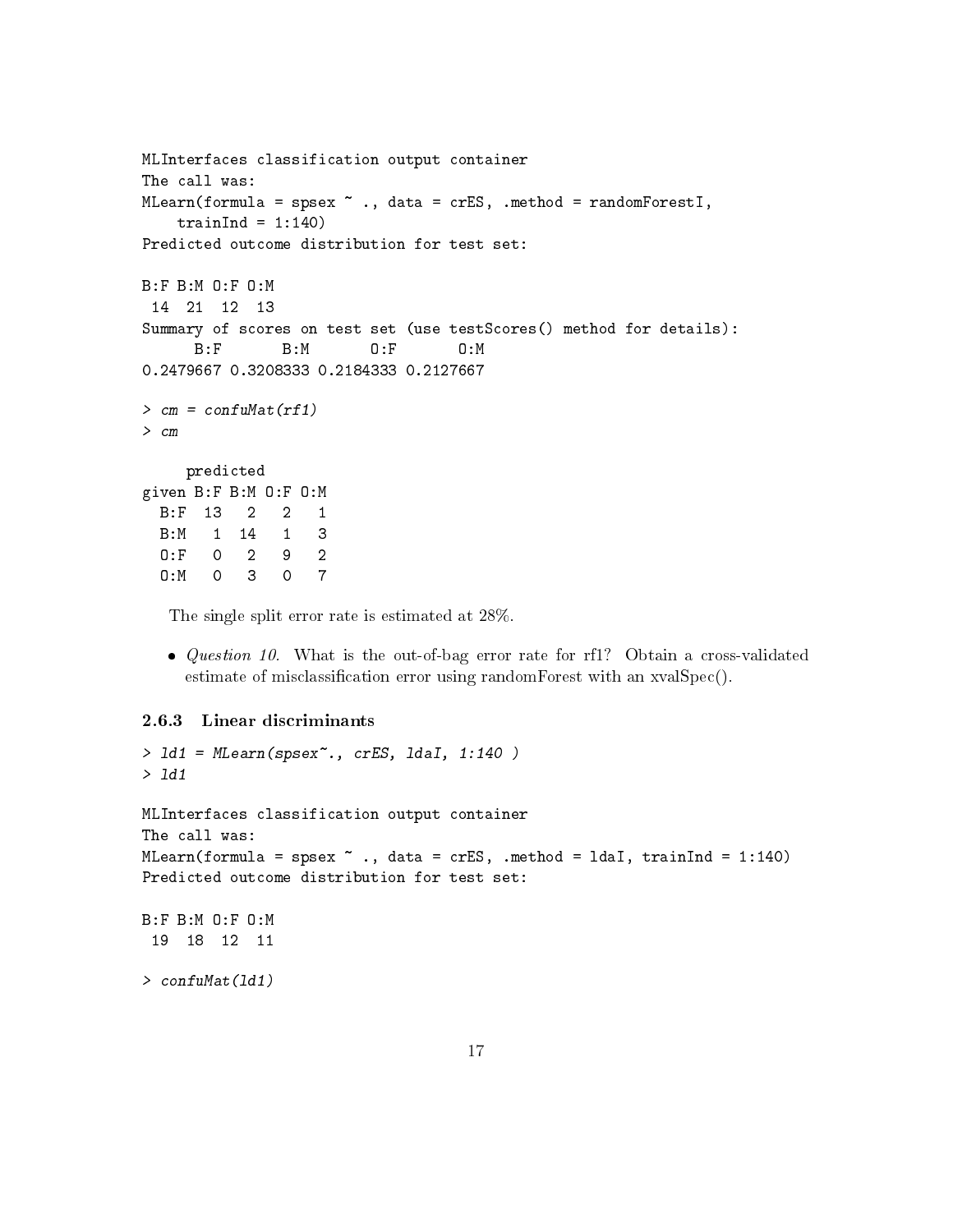```
MLInterfaces classification output container
The call was:
MLearn(formula = spsex ~ ., data = crES, .method = randomForestI,
    trainInd = 1:140)
Predicted outcome distribution for test set:

B:F B:M O:F O:M
 14  21  12  13
Summary of scores on test set (use testScores() method for details):
      B:F       B:M       O:F       O:M
0.2479667 0.3208333 0.2184333 0.2127667
```

```
> cm = confuMat(rf1)
> cm

     predicted
given B:F B:M O:F O:M
  B:F  13   2   2   1
  B:M   1  14   1   3
  O:F   0   2   9   2
  O:M   0   3   0   7
```

The single split error rate is estimated at 28%.

- *Question 10.* What is the out-of-bag error rate for rf1? Obtain a cross-validated estimate of misclassification error using randomForest with an xvalSpec().

### 2.6.3 Linear discriminants

```
> ld1 = MLearn(spsex~., crES, ldaI, 1:140 )
> ld1

MLInterfaces classification output container
The call was:
MLearn(formula = spsex ~ ., data = crES, .method = ldaI, trainInd = 1:140)
Predicted outcome distribution for test set:

B:F B:M O:F O:M
 19  18  12  11
```

```
> confuMat(ld1)
```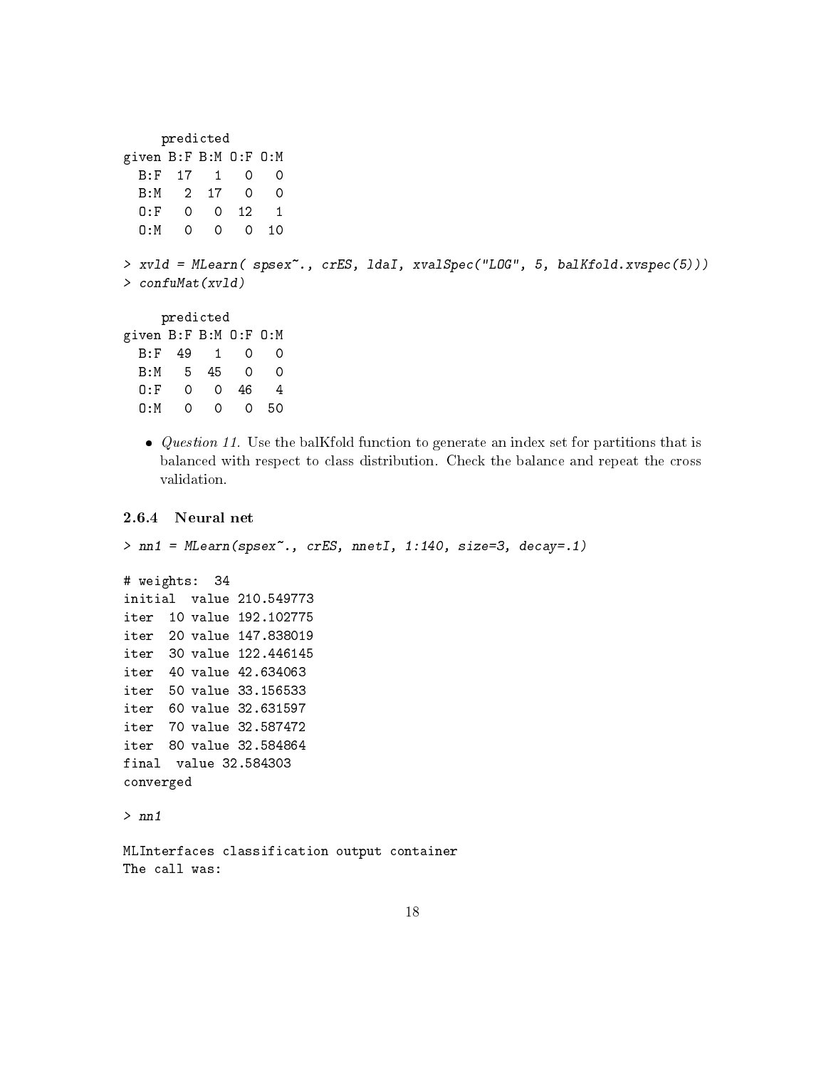```
     predicted
given B:F B:M O:F O:M
  B:F  17   1   0   0
  B:M   2  17   0   0
  O:F   0   0  12   1
  O:M   0   0   0  10
```

```
> xvld = MLearn( spsex~., crES, ldaI, xvalSpec("LOG", 5, balKfold.xvspec(5)))
> confuMat(xvld)
```

```
     predicted
given B:F B:M O:F O:M
  B:F  49   1   0   0
  B:M   5  45   0   0
  O:F   0   0  46   4
  O:M   0   0   0  50
```

- *Question 11.* Use the balKfold function to generate an index set for partitions that is balanced with respect to class distribution. Check the balance and repeat the cross validation.

### 2.6.4 Neural net

```
> nn1 = MLearn(spsex~., crES, nnetI, 1:140, size=3, decay=.1)
```

```
# weights:  34
initial  value 210.549773
iter  10 value 192.102775
iter  20 value 147.838019
iter  30 value 122.446145
iter  40 value 42.634063
iter  50 value 33.156533
iter  60 value 32.631597
iter  70 value 32.587472
iter  80 value 32.584864
final  value 32.584303
converged
```

```
> nn1
```

```
MLInterfaces classification output container
The call was:
```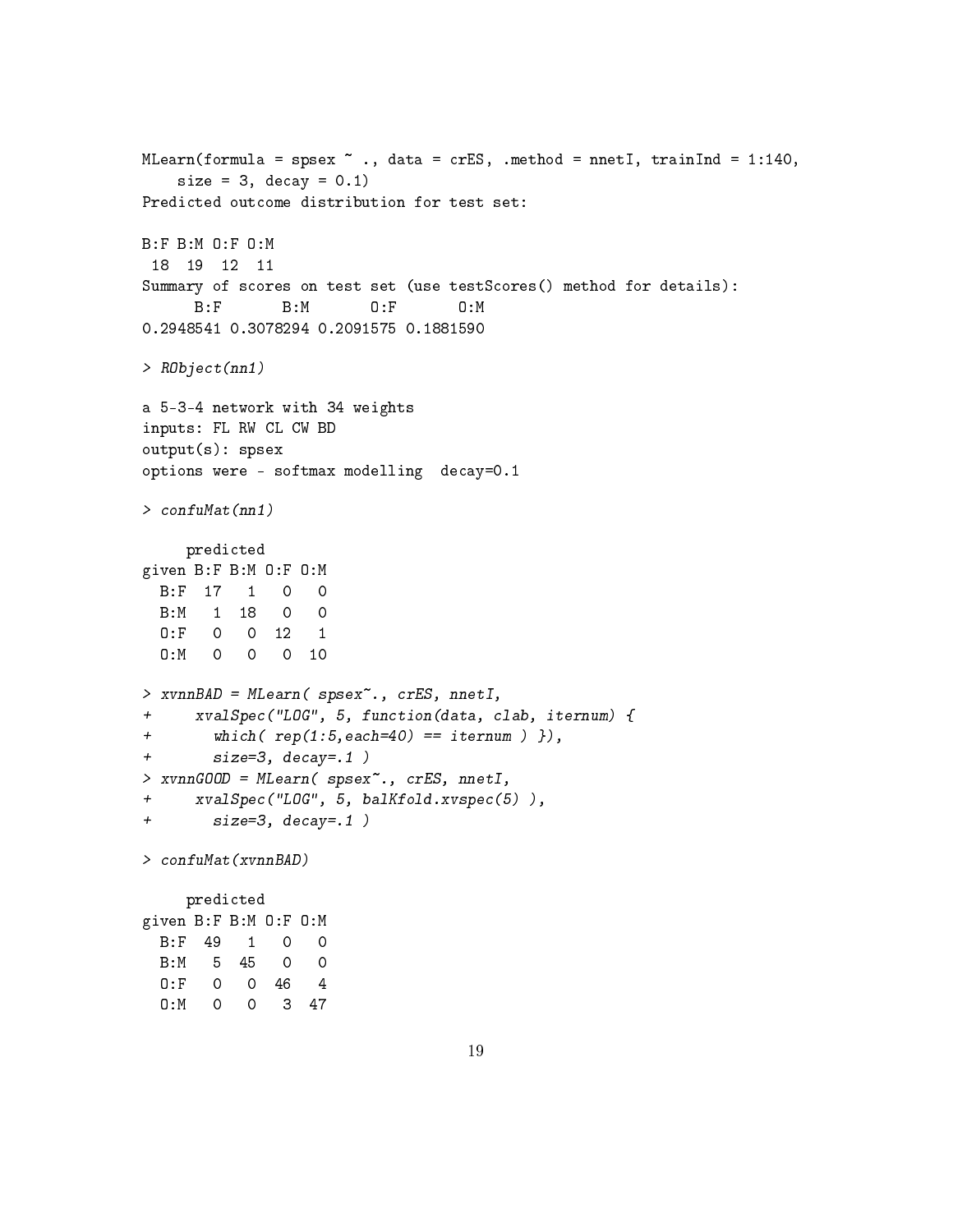```
MLearn(formula = spsex ~ ., data = crES, .method = nnetI, trainInd = 1:140,
    size = 3, decay = 0.1)
Predicted outcome distribution for test set:

B:F B:M O:F O:M
 18  19  12  11
Summary of scores on test set (use testScores() method for details):
      B:F       B:M       O:F       O:M
0.2948541 0.3078294 0.2091575 0.1881590
```

```
> RObject(nn1)

a 5-3-4 network with 34 weights
inputs: FL RW CL CW BD
output(s): spsex
options were - softmax modelling  decay=0.1
```

```
> confuMat(nn1)

     predicted
given B:F B:M O:F O:M
  B:F  17   1   0   0
  B:M   1  18   0   0
  O:F   0   0  12   1
  O:M   0   0   0  10
```

```
> xvnnBAD = MLearn( spsex~., crES, nnetI,
+     xvalSpec("LOG", 5, function(data, clab, iternum) {
+       which( rep(1:5,each=40) == iternum ) }),
+       size=3, decay=.1 )
> xvnnGOOD = MLearn( spsex~., crES, nnetI,
+     xvalSpec("LOG", 5, balKfold.xvspec(5) ),
+       size=3, decay=.1 )
```

```
> confuMat(xvnnBAD)

     predicted
given B:F B:M O:F O:M
  B:F  49   1   0   0
  B:M   5  45   0   0
  O:F   0   0  46   4
  O:M   0   0   3  47
```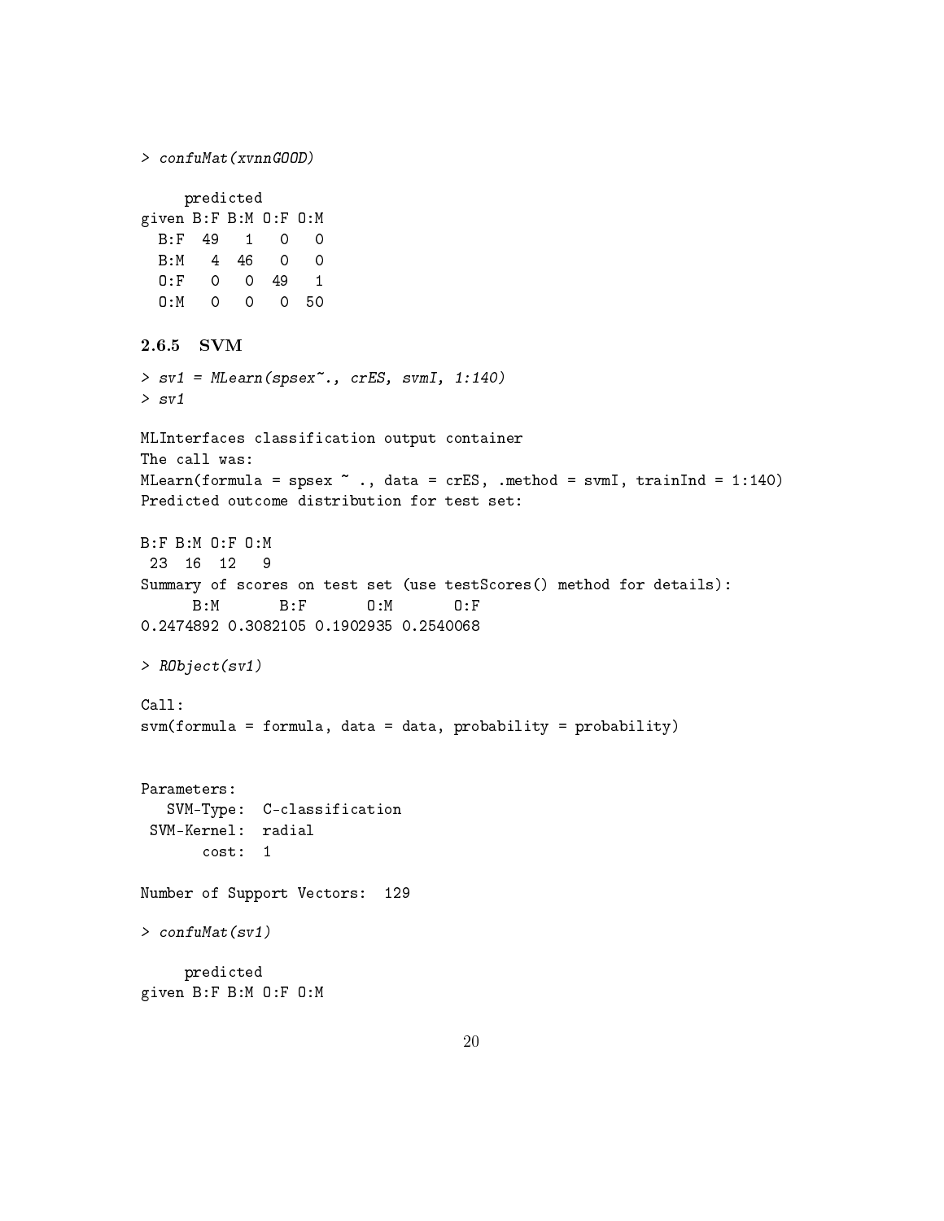```
> confuMat(xvnnGOOD)

     predicted
given B:F B:M O:F O:M
  B:F  49   1   0   0
  B:M   4  46   0   0
  O:F   0   0  49   1
  O:M   0   0   0  50
```

### 2.6.5 SVM

```
> sv1 = MLearn(spsex~., crES, svmI, 1:140)
> sv1

MLInterfaces classification output container
The call was:
MLearn(formula = spsex ~ ., data = crES, .method = svmI, trainInd = 1:140)
Predicted outcome distribution for test set:

B:F B:M O:F O:M
 23  16  12   9
Summary of scores on test set (use testScores() method for details):
      B:M       B:F       O:M       O:F
0.2474892 0.3082105 0.1902935 0.2540068

> RObject(sv1)

Call:
svm(formula = formula, data = data, probability = probability)


Parameters:
   SVM-Type:  C-classification
 SVM-Kernel:  radial
       cost:  1

Number of Support Vectors:  129

> confuMat(sv1)

     predicted
given B:F B:M O:F O:M
```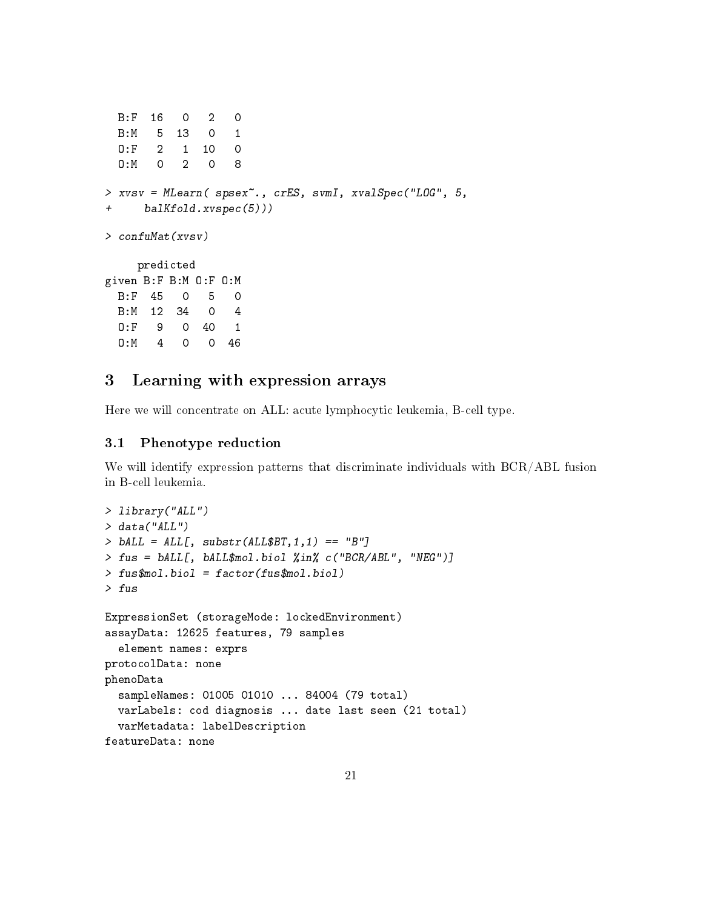```
  B:F  16   0   2   0
  B:M   5  13   0   1
  O:F   2   1  10   0
  O:M   0   2   0   8
```

```
> xvsv = MLearn( spsex~., crES, svmI, xvalSpec("LOG", 5,
+     balKfold.xvspec(5)))
```

```
> confuMat(xvsv)
```

```
     predicted
given B:F B:M O:F O:M
  B:F  45   0   5   0
  B:M  12  34   0   4
  O:F   9   0  40   1
  O:M   4   0   0  46
```

# 3 Learning with expression arrays

Here we will concentrate on ALL: acute lymphocytic leukemia, B-cell type.

## 3.1 Phenotype reduction

We will identify expression patterns that discriminate individuals with BCR/ABL fusion in B-cell leukemia.

```
> library("ALL")
> data("ALL")
> bALL = ALL[, substr(ALL$BT,1,1) == "B"]
> fus = bALL[, bALL$mol.biol %in% c("BCR/ABL", "NEG")]
> fus$mol.biol = factor(fus$mol.biol)
> fus
```

```
ExpressionSet (storageMode: lockedEnvironment)
assayData: 12625 features, 79 samples
  element names: exprs
protocolData: none
phenoData
  sampleNames: 01005 01010 ... 84004 (79 total)
  varLabels: cod diagnosis ... date last seen (21 total)
  varMetadata: labelDescription
featureData: none
```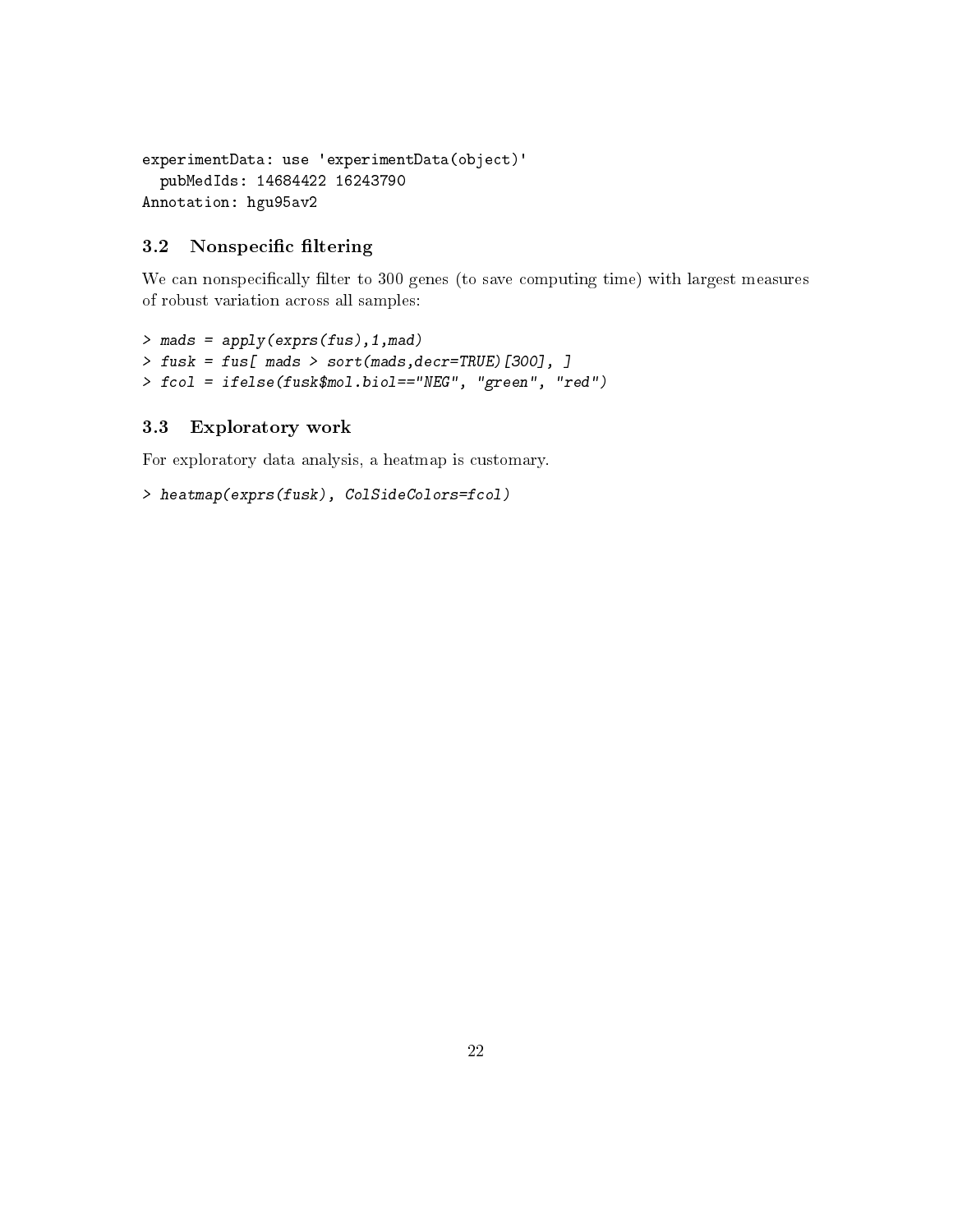```
experimentData: use 'experimentData(object)'
  pubMedIds: 14684422 16243790
Annotation: hgu95av2
```

### 3.2 Nonspecific filtering

We can nonspecifically filter to 300 genes (to save computing time) with largest measures of robust variation across all samples:

```
> mads = apply(exprs(fus),1,mad)
> fusk = fus[ mads > sort(mads,decr=TRUE)[300], ]
> fcol = ifelse(fusk$mol.biol=="NEG", "green", "red")
```

### 3.3 Exploratory work

For exploratory data analysis, a heatmap is customary.

```
> heatmap(exprs(fusk), ColSideColors=fcol)
```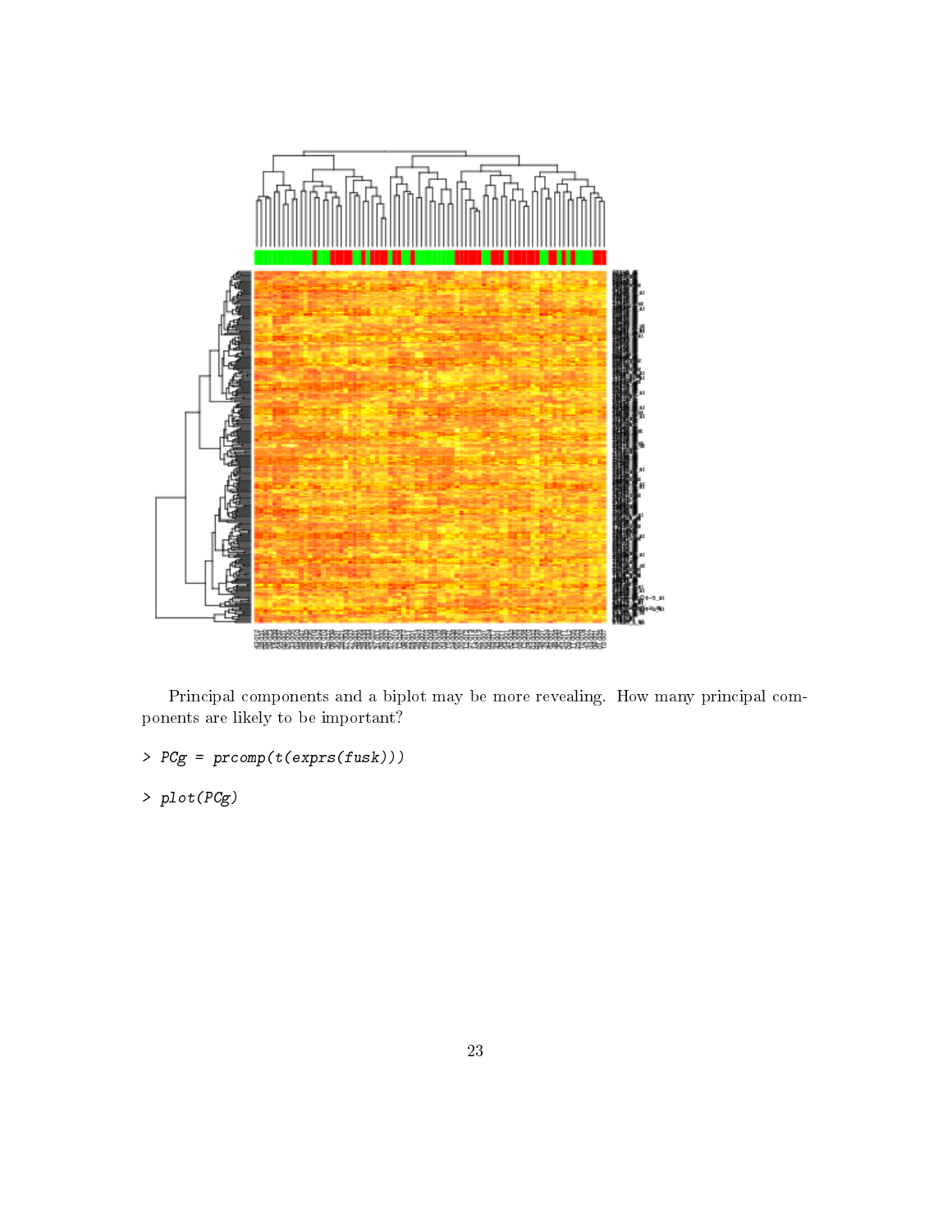Principal components and a biplot may be more revealing. How many principal components are likely to be important?

```
> PCg = prcomp(t(exprs(fusk)))
> plot(PCg)
```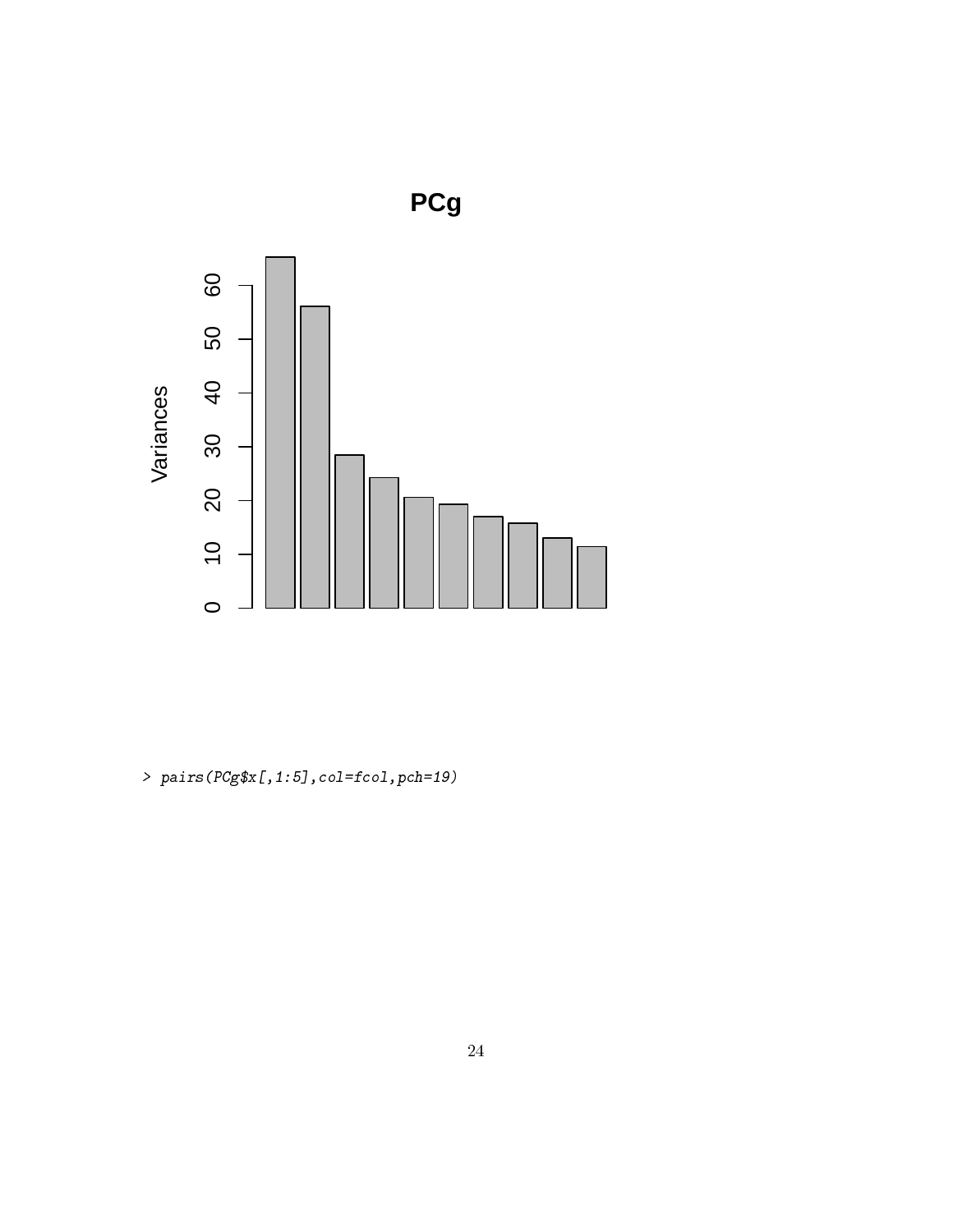```
> pairs(PCg$x[,1:5],col=fcol,pch=19)
```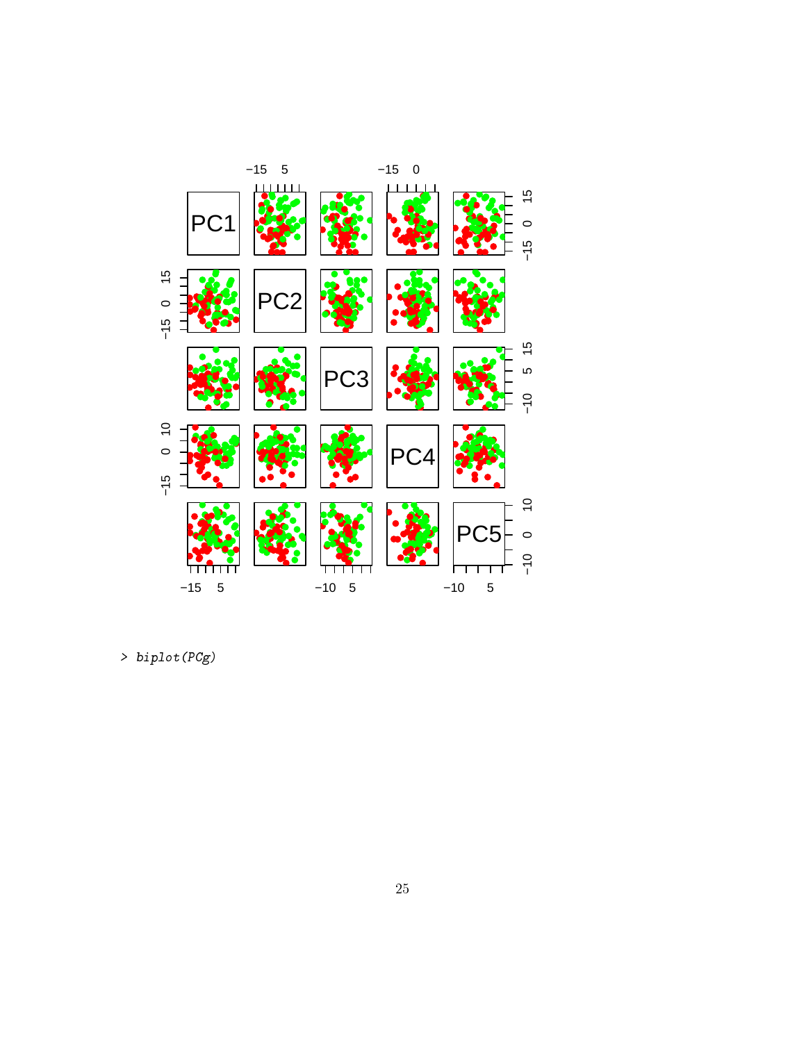```
> biplot(PCg)
```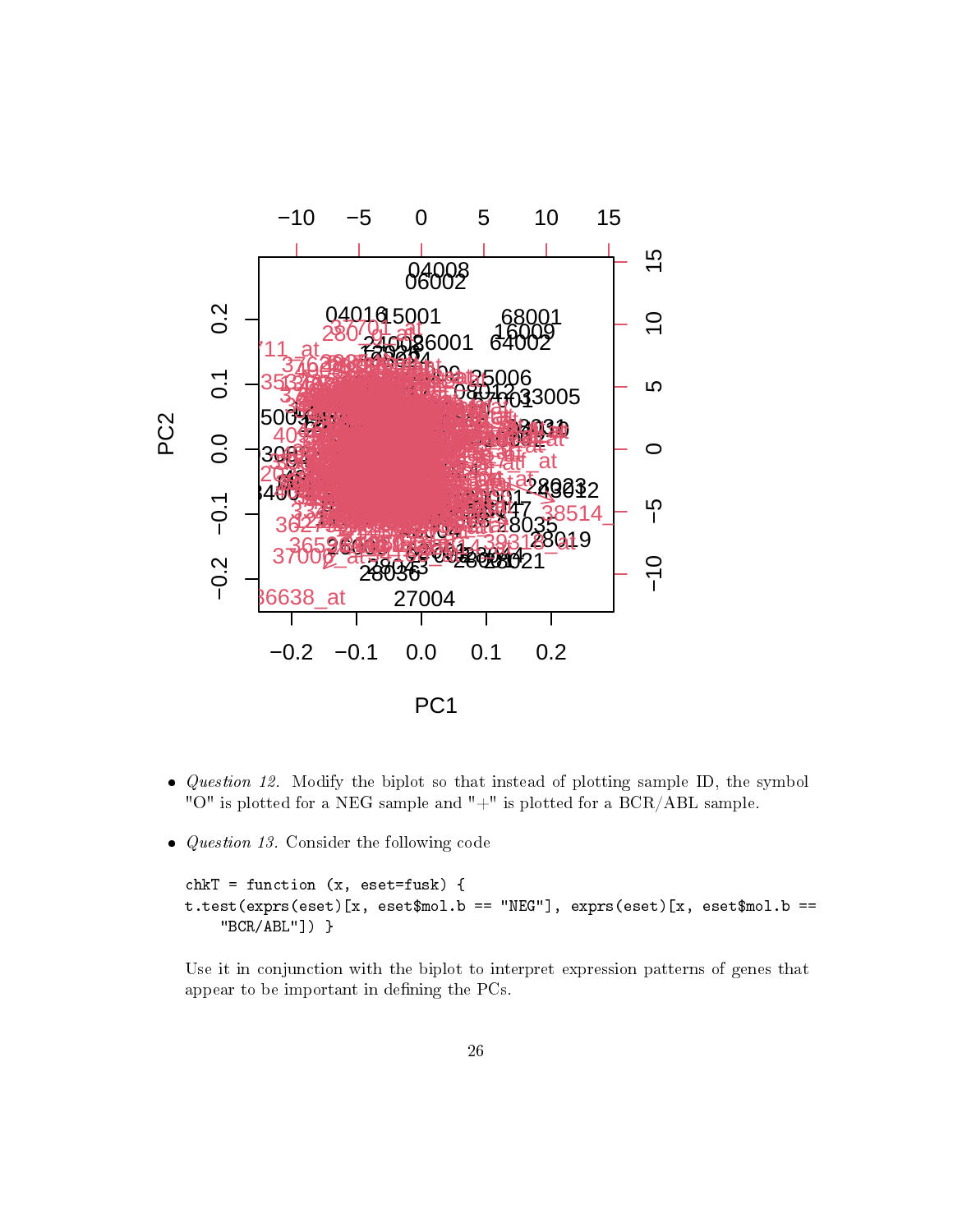- *Question 12.* Modify the biplot so that instead of plotting sample ID, the symbol "O" is plotted for a NEG sample and "+" is plotted for a BCR/ABL sample.

- *Question 13.* Consider the following code

```
chkT = function (x, eset=fusk) {
t.test(exprs(eset)[x, eset$mol.b == "NEG"], exprs(eset)[x, eset$mol.b ==
    "BCR/ABL"]) }
```

  Use it in conjunction with the biplot to interpret expression patterns of genes that appear to be important in defining the PCs.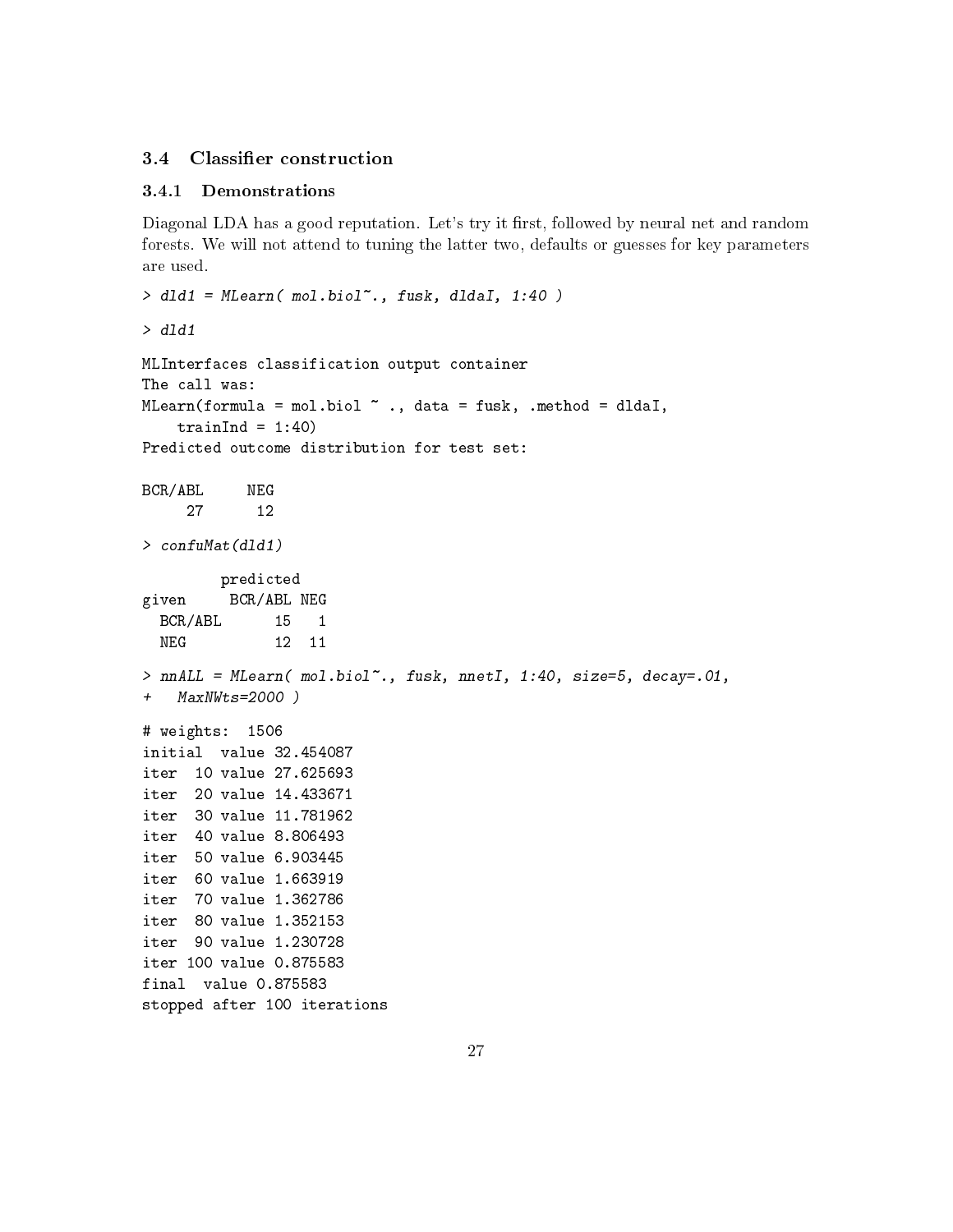## 3.4 Classifier construction

### 3.4.1 Demonstrations

Diagonal LDA has a good reputation. Let's try it first, followed by neural net and random forests. We will not attend to tuning the latter two, defaults or guesses for key parameters are used.

```
> dld1 = MLearn( mol.biol~., fusk, dldaI, 1:40 )
```

```
> dld1
```

```
MLInterfaces classification output container
The call was:
MLearn(formula = mol.biol ~ ., data = fusk, .method = dldaI,
    trainInd = 1:40)
Predicted outcome distribution for test set:

BCR/ABL     NEG
     27      12
```

```
> confuMat(dld1)
```

```
         predicted
given     BCR/ABL NEG
  BCR/ABL      15   1
  NEG          12  11
```

```
> nnALL = MLearn( mol.biol~., fusk, nnetI, 1:40, size=5, decay=.01,
+   MaxNWts=2000 )
```

```
# weights:  1506
initial  value 32.454087
iter  10 value 27.625693
iter  20 value 14.433671
iter  30 value 11.781962
iter  40 value 8.806493
iter  50 value 6.903445
iter  60 value 1.663919
iter  70 value 1.362786
iter  80 value 1.352153
iter  90 value 1.230728
iter 100 value 0.875583
final  value 0.875583
stopped after 100 iterations
```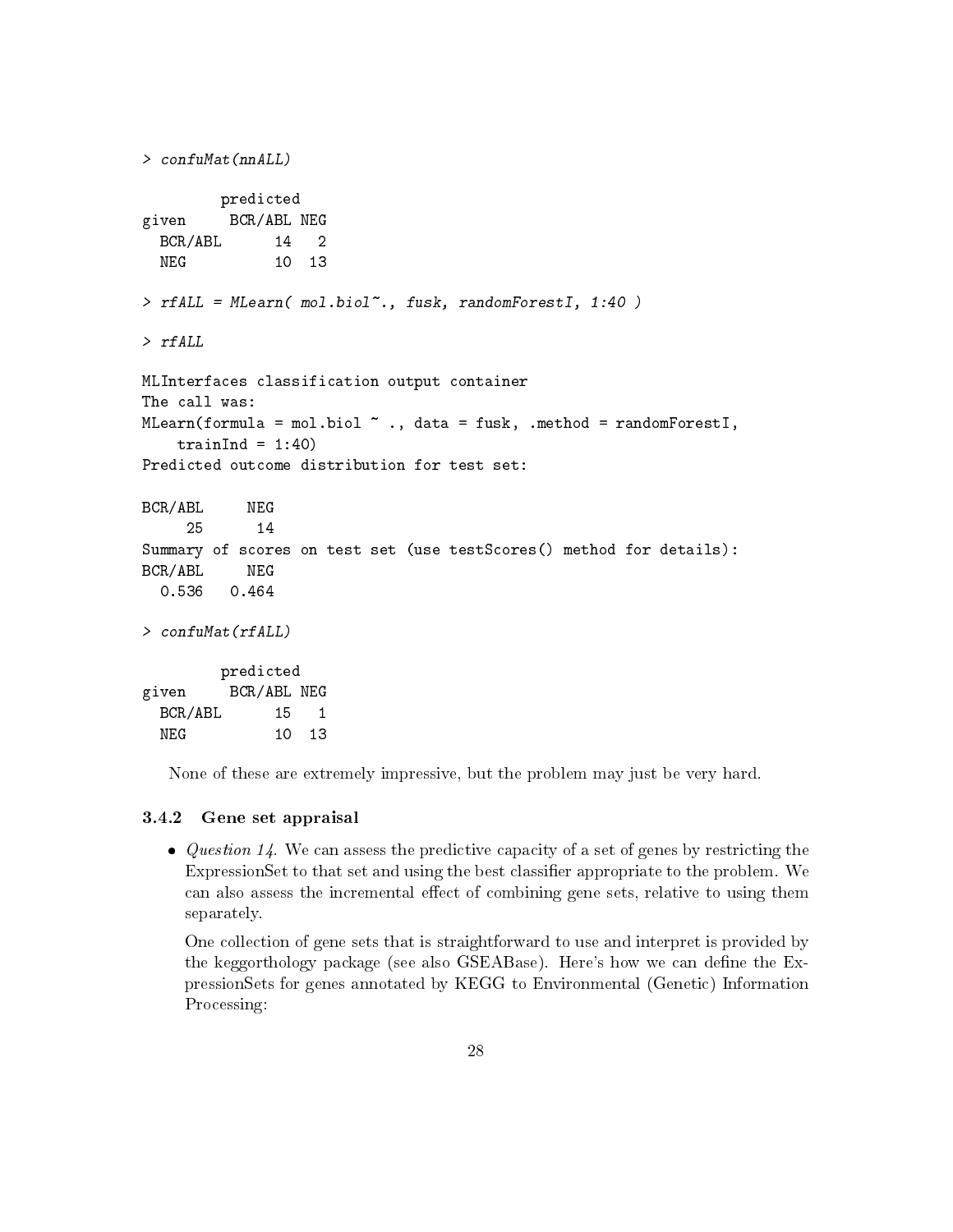```
> confuMat(nnALL)

         predicted
given     BCR/ABL NEG
  BCR/ABL      14   2
  NEG          10  13

> rfALL = MLearn( mol.biol~., fusk, randomForestI, 1:40 )

> rfALL

MLInterfaces classification output container
The call was:
MLearn(formula = mol.biol ~ ., data = fusk, .method = randomForestI,
    trainInd = 1:40)
Predicted outcome distribution for test set:

BCR/ABL     NEG
     25      14
Summary of scores on test set (use testScores() method for details):
BCR/ABL     NEG
  0.536   0.464

> confuMat(rfALL)

         predicted
given     BCR/ABL NEG
  BCR/ABL      15   1
  NEG          10  13
```

None of these are extremely impressive, but the problem may just be very hard.

### 3.4.2 Gene set appraisal

- *Question 14.* We can assess the predictive capacity of a set of genes by restricting the ExpressionSet to that set and using the best classifier appropriate to the problem. We can also assess the incremental effect of combining gene sets, relative to using them separately.

  One collection of gene sets that is straightforward to use and interpret is provided by the keggorthology package (see also GSEABase). Here's how we can define the ExpressionSets for genes annotated by KEGG to Environmental (Genetic) Information Processing: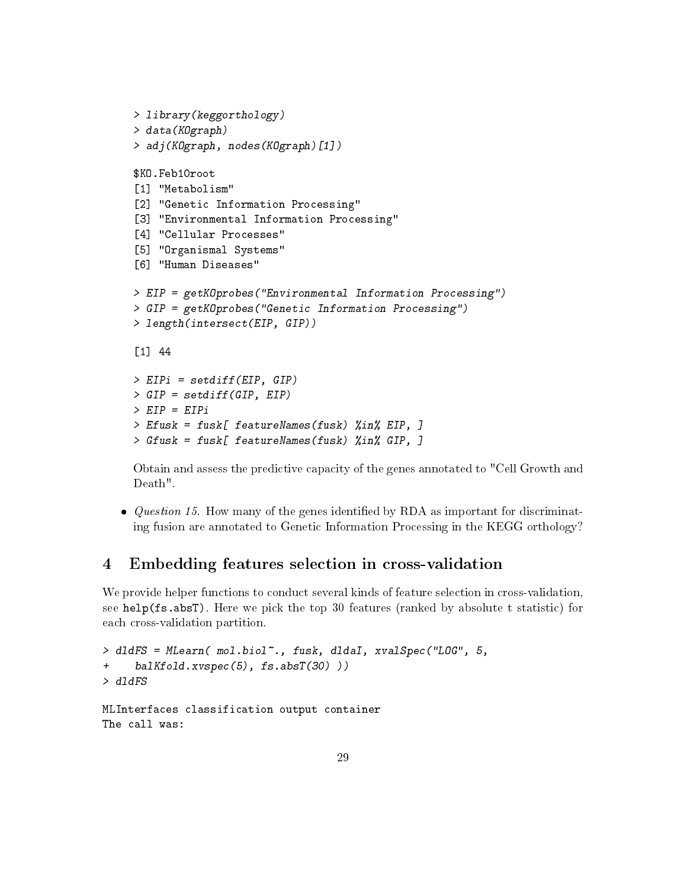```
> library(keggorthology)
> data(KOgraph)
> adj(KOgraph, nodes(KOgraph)[1])

$KO.Feb10root
[1] "Metabolism"
[2] "Genetic Information Processing"
[3] "Environmental Information Processing"
[4] "Cellular Processes"
[5] "Organismal Systems"
[6] "Human Diseases"

> EIP = getKOprobes("Environmental Information Processing")
> GIP = getKOprobes("Genetic Information Processing")
> length(intersect(EIP, GIP))

[1] 44

> EIPi = setdiff(EIP, GIP)
> GIP = setdiff(GIP, EIP)
> EIP = EIPi
> Efusk = fusk[ featureNames(fusk) %in% EIP, ]
> Gfusk = fusk[ featureNames(fusk) %in% GIP, ]
```

Obtain and assess the predictive capacity of the genes annotated to "Cell Growth and Death".

- *Question 15.* How many of the genes identified by RDA as important for discriminating fusion are annotated to Genetic Information Processing in the KEGG orthology?

# 4 Embedding features selection in cross-validation

We provide helper functions to conduct several kinds of feature selection in cross-validation, see `help(fs.absT)`. Here we pick the top 30 features (ranked by absolute t statistic) for each cross-validation partition.

```
> dldFS = MLearn( mol.biol~., fusk, dldaI, xvalSpec("LOG", 5,
+    balKfold.xvspec(5), fs.absT(30) ))
> dldFS

MLInterfaces classification output container
The call was:
```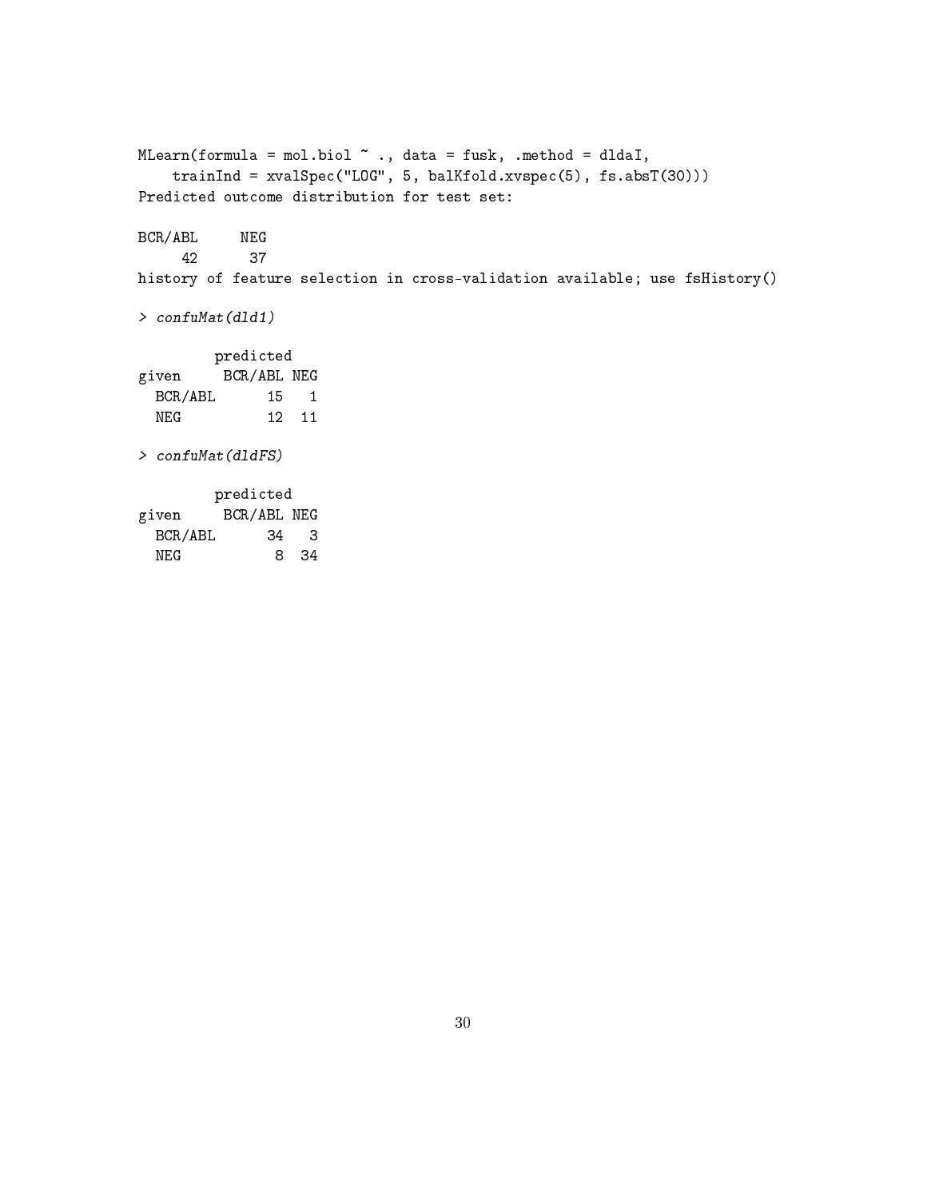```
MLearn(formula = mol.biol ~ ., data = fusk, .method = dldaI,
    trainInd = xvalSpec("LOG", 5, balKfold.xvspec(5), fs.absT(30)))
Predicted outcome distribution for test set:

BCR/ABL     NEG
     42      37
history of feature selection in cross-validation available; use fsHistory()

> confuMat(dld1)

         predicted
given     BCR/ABL NEG
  BCR/ABL      15   1
  NEG          12  11

> confuMat(dldFS)

         predicted
given     BCR/ABL NEG
  BCR/ABL      34   3
  NEG           8  34
```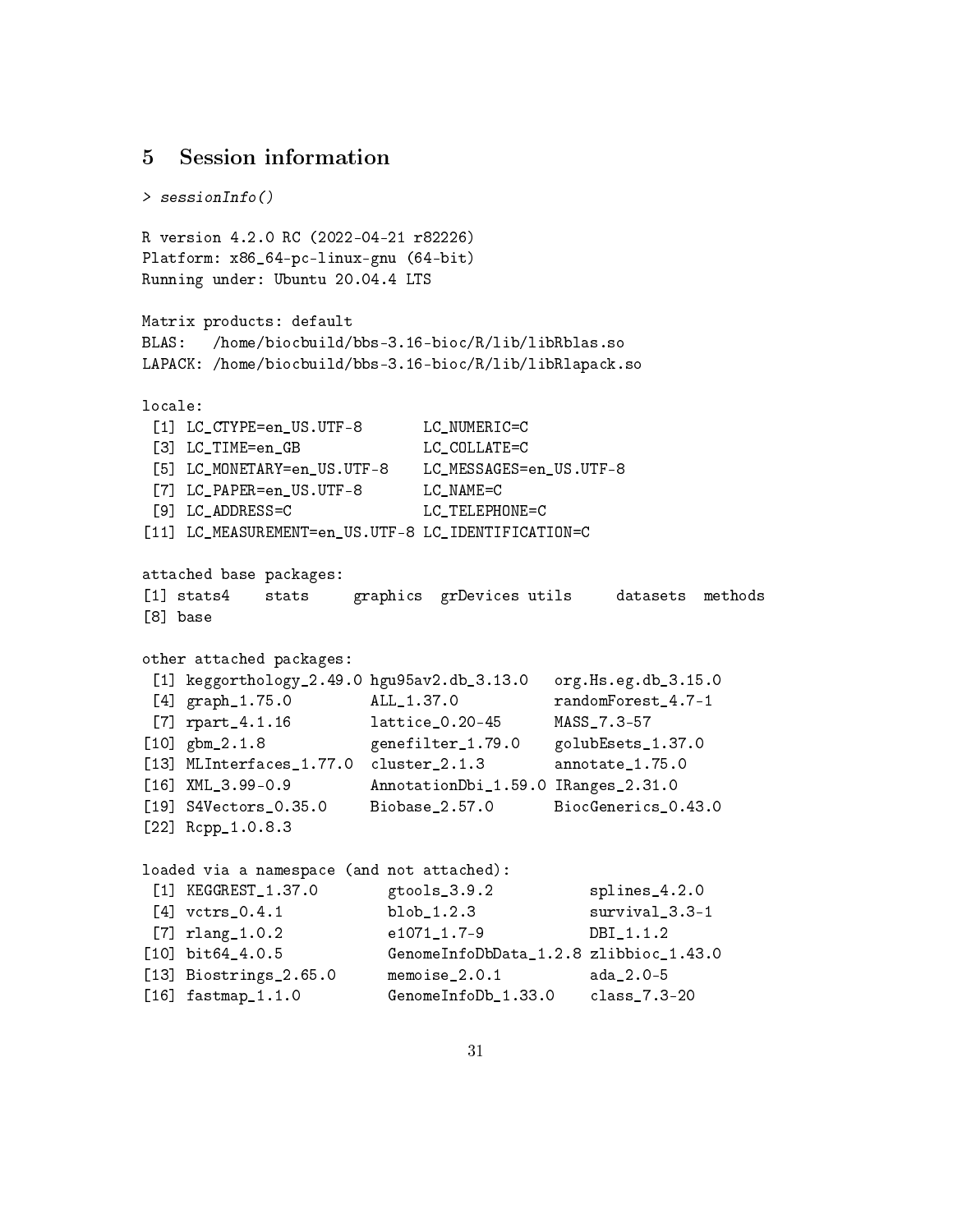## 5 Session information

```
> sessionInfo()

R version 4.2.0 RC (2022-04-21 r82226)
Platform: x86_64-pc-linux-gnu (64-bit)
Running under: Ubuntu 20.04.4 LTS

Matrix products: default
BLAS:   /home/biocbuild/bbs-3.16-bioc/R/lib/libRblas.so
LAPACK: /home/biocbuild/bbs-3.16-bioc/R/lib/libRlapack.so

locale:
 [1] LC_CTYPE=en_US.UTF-8       LC_NUMERIC=C
 [3] LC_TIME=en_GB              LC_COLLATE=C
 [5] LC_MONETARY=en_US.UTF-8    LC_MESSAGES=en_US.UTF-8
 [7] LC_PAPER=en_US.UTF-8       LC_NAME=C
 [9] LC_ADDRESS=C               LC_TELEPHONE=C
[11] LC_MEASUREMENT=en_US.UTF-8 LC_IDENTIFICATION=C

attached base packages:
[1] stats4    stats     graphics  grDevices utils     datasets  methods
[8] base

other attached packages:
 [1] keggorthology_2.49.0 hgu95av2.db_3.13.0   org.Hs.eg.db_3.15.0
 [4] graph_1.75.0         ALL_1.37.0           randomForest_4.7-1
 [7] rpart_4.1.16         lattice_0.20-45      MASS_7.3-57
[10] gbm_2.1.8            genefilter_1.79.0    golubEsets_1.37.0
[13] MLInterfaces_1.77.0  cluster_2.1.3        annotate_1.75.0
[16] XML_3.99-0.9         AnnotationDbi_1.59.0 IRanges_2.31.0
[19] S4Vectors_0.35.0     Biobase_2.57.0       BiocGenerics_0.43.0
[22] Rcpp_1.0.8.3

loaded via a namespace (and not attached):
 [1] KEGGREST_1.37.0        gtools_3.9.2           splines_4.2.0
 [4] vctrs_0.4.1            blob_1.2.3             survival_3.3-1
 [7] rlang_1.0.2            e1071_1.7-9            DBI_1.1.2
[10] bit64_4.0.5            GenomeInfoDbData_1.2.8 zlibbioc_1.43.0
[13] Biostrings_2.65.0      memoise_2.0.1          ada_2.0-5
[16] fastmap_1.1.0          GenomeInfoDb_1.33.0    class_7.3-20
```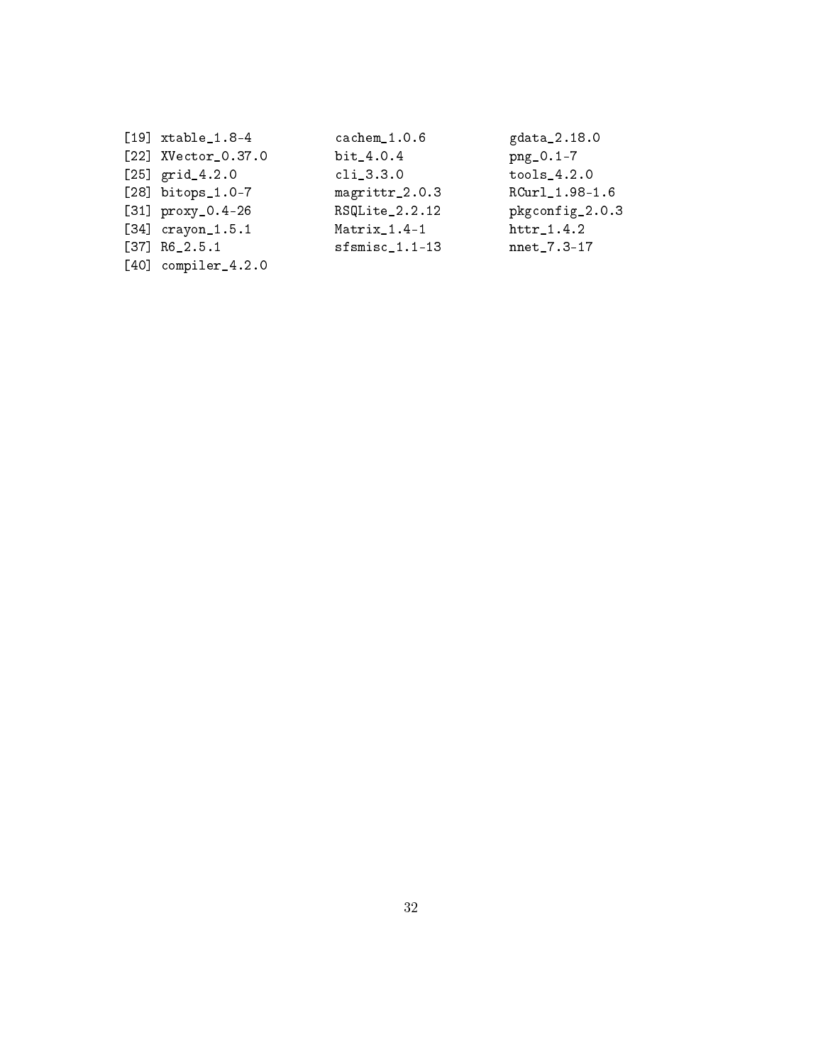```
[19] xtable_1.8-4        cachem_1.0.6        gdata_2.18.0
[22] XVector_0.37.0      bit_4.0.4           png_0.1-7
[25] grid_4.2.0          cli_3.3.0           tools_4.2.0
[28] bitops_1.0-7        magrittr_2.0.3      RCurl_1.98-1.6
[31] proxy_0.4-26        RSQLite_2.2.12      pkgconfig_2.0.3
[34] crayon_1.5.1        Matrix_1.4-1        httr_1.4.2
[37] R6_2.5.1            sfsmisc_1.1-13      nnet_7.3-17
[40] compiler_4.2.0
```